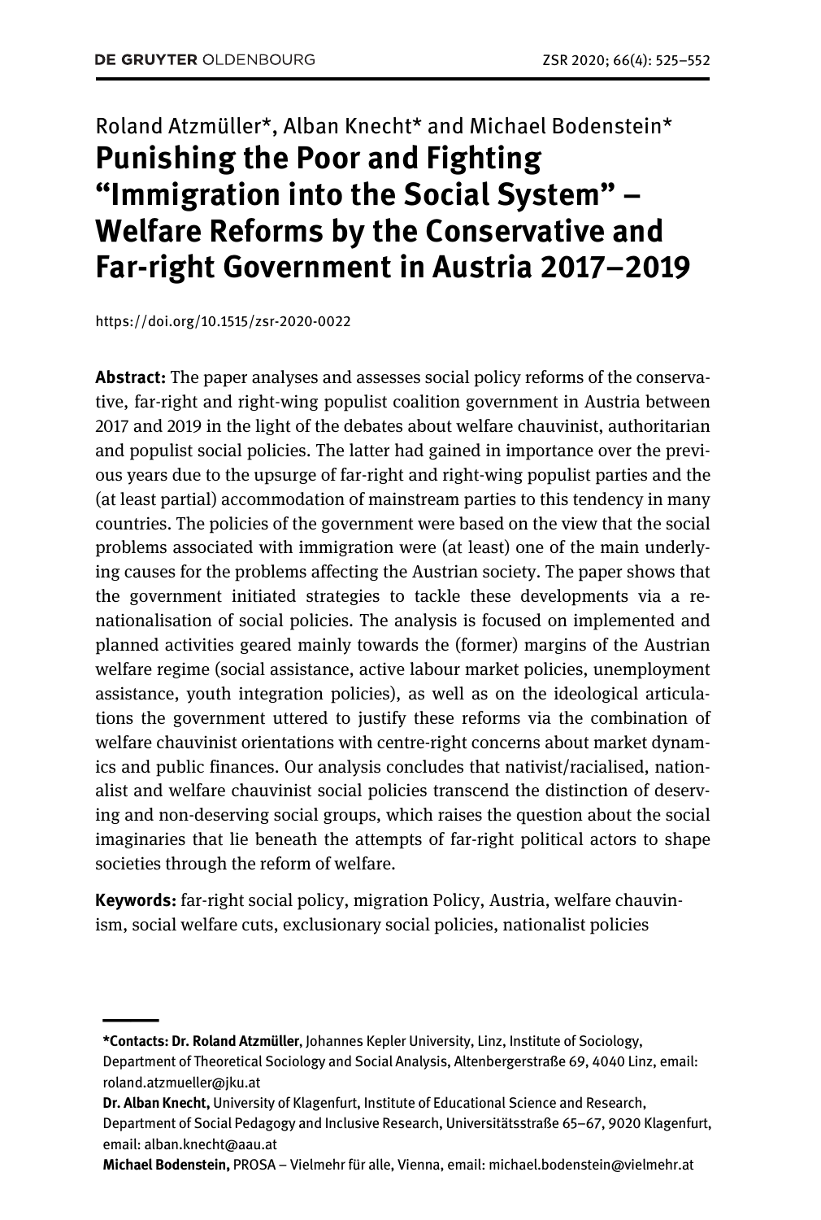Roland Atzmüller*, Alban Knecht* and Michael Bodenstein*

# Punishing the Poor and Fighting "Immigration into the Social System" – Welfare Reforms by the Conservative and Far-right Government in Austria 2017–2019

https://doi.org/10.1515/zsr-2020-0022

**Abstract:** The paper analyses and assesses social policy reforms of the conservative, far-right and right-wing populist coalition government in Austria between 2017 and 2019 in the light of the debates about welfare chauvinist, authoritarian and populist social policies. The latter had gained in importance over the previous years due to the upsurge of far-right and right-wing populist parties and the (at least partial) accommodation of mainstream parties to this tendency in many countries. The policies of the government were based on the view that the social problems associated with immigration were (at least) one of the main underlying causes for the problems affecting the Austrian society. The paper shows that the government initiated strategies to tackle these developments via a re-nationalisation of social policies. The analysis is focused on implemented and planned activities geared mainly towards the (former) margins of the Austrian welfare regime (social assistance, active labour market policies, unemployment assistance, youth integration policies), as well as on the ideological articulations the government uttered to justify these reforms via the combination of welfare chauvinist orientations with centre-right concerns about market dynamics and public finances. Our analysis concludes that nativist/racialised, nationalist and welfare chauvinist social policies transcend the distinction of deserving and non-deserving social groups, which raises the question about the social imaginaries that lie beneath the attempts of far-right political actors to shape societies through the reform of welfare.

**Keywords:** far-right social policy, migration Policy, Austria, welfare chauvinism, social welfare cuts, exclusionary social policies, nationalist policies

---

***Contacts: Dr. Roland Atzmüller**, Johannes Kepler University, Linz, Institute of Sociology, Department of Theoretical Sociology and Social Analysis, Altenbergerstraße 69, 4040 Linz, email: roland.atzmueller@jku.at

**Dr. Alban Knecht,** University of Klagenfurt, Institute of Educational Science and Research, Department of Social Pedagogy and Inclusive Research, Universitätsstraße 65–67, 9020 Klagenfurt, email: alban.knecht@aau.at

**Michael Bodenstein,** PROSA – Vielmehr für alle, Vienna, email: michael.bodenstein@vielmehr.at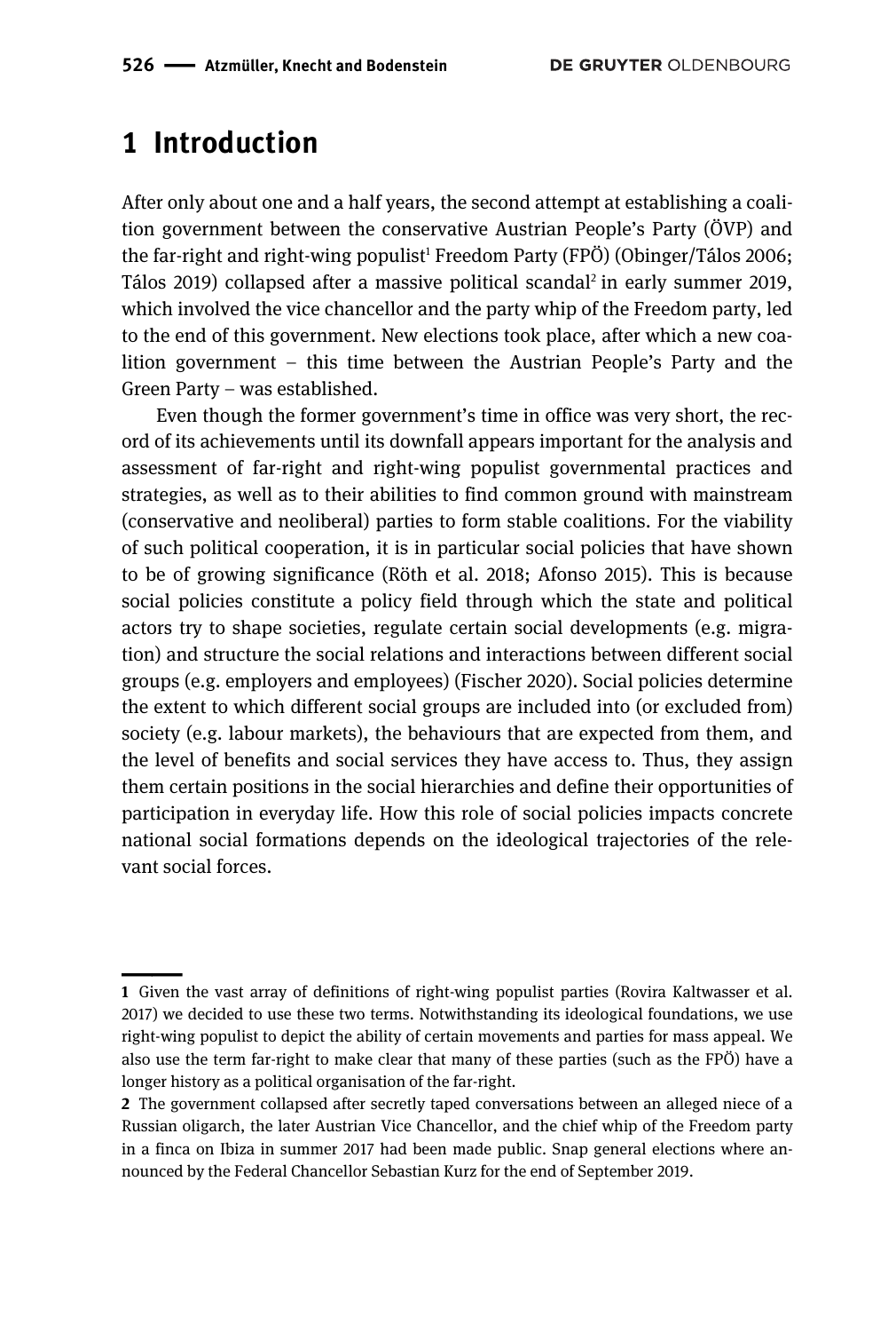# 1 Introduction

After only about one and a half years, the second attempt at establishing a coalition government between the conservative Austrian People's Party (ÖVP) and the far-right and right-wing populist[1] Freedom Party (FPÖ) (Obinger/Tálos 2006; Tálos 2019) collapsed after a massive political scandal[2] in early summer 2019, which involved the vice chancellor and the party whip of the Freedom party, led to the end of this government. New elections took place, after which a new coalition government – this time between the Austrian People's Party and the Green Party – was established.

Even though the former government's time in office was very short, the record of its achievements until its downfall appears important for the analysis and assessment of far-right and right-wing populist governmental practices and strategies, as well as to their abilities to find common ground with mainstream (conservative and neoliberal) parties to form stable coalitions. For the viability of such political cooperation, it is in particular social policies that have shown to be of growing significance (Röth et al. 2018; Afonso 2015). This is because social policies constitute a policy field through which the state and political actors try to shape societies, regulate certain social developments (e.g. migration) and structure the social relations and interactions between different social groups (e.g. employers and employees) (Fischer 2020). Social policies determine the extent to which different social groups are included into (or excluded from) society (e.g. labour markets), the behaviours that are expected from them, and the level of benefits and social services they have access to. Thus, they assign them certain positions in the social hierarchies and define their opportunities of participation in everyday life. How this role of social policies impacts concrete national social formations depends on the ideological trajectories of the relevant social forces.

---

**1** Given the vast array of definitions of right-wing populist parties (Rovira Kaltwasser et al. 2017) we decided to use these two terms. Notwithstanding its ideological foundations, we use right-wing populist to depict the ability of certain movements and parties for mass appeal. We also use the term far-right to make clear that many of these parties (such as the FPÖ) have a longer history as a political organisation of the far-right.

**2** The government collapsed after secretly taped conversations between an alleged niece of a Russian oligarch, the later Austrian Vice Chancellor, and the chief whip of the Freedom party in a finca on Ibiza in summer 2017 had been made public. Snap general elections where announced by the Federal Chancellor Sebastian Kurz for the end of September 2019.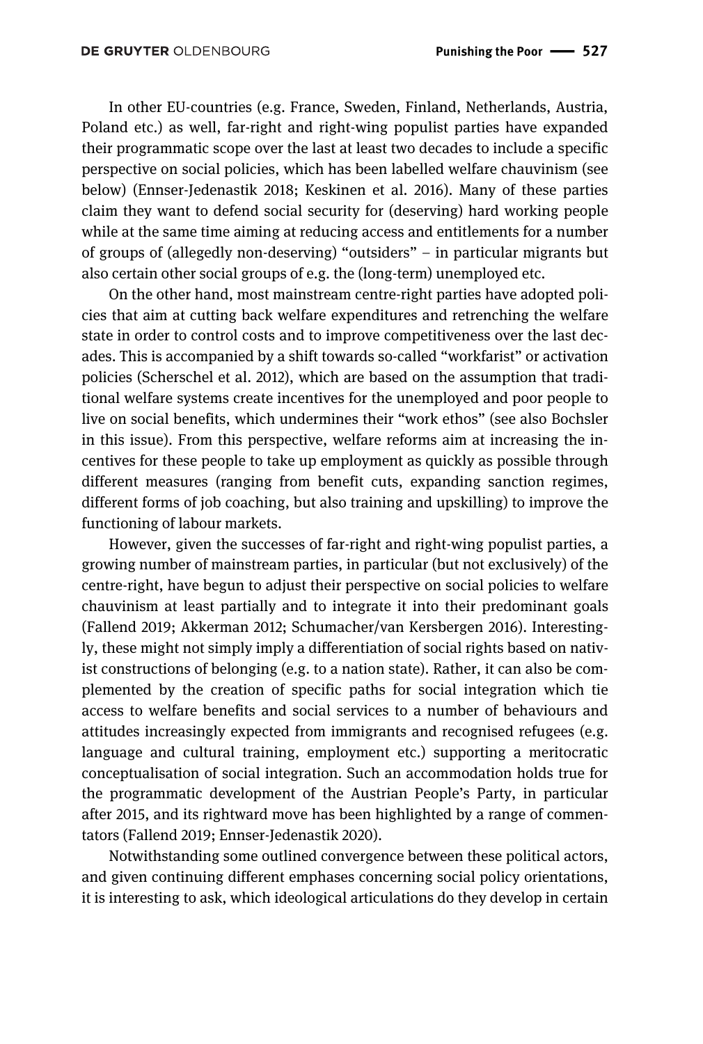In other EU-countries (e.g. France, Sweden, Finland, Netherlands, Austria, Poland etc.) as well, far-right and right-wing populist parties have expanded their programmatic scope over the last at least two decades to include a specific perspective on social policies, which has been labelled welfare chauvinism (see below) (Ennser-Jedenastik 2018; Keskinen et al. 2016). Many of these parties claim they want to defend social security for (deserving) hard working people while at the same time aiming at reducing access and entitlements for a number of groups of (allegedly non-deserving) "outsiders" – in particular migrants but also certain other social groups of e.g. the (long-term) unemployed etc.

On the other hand, most mainstream centre-right parties have adopted policies that aim at cutting back welfare expenditures and retrenching the welfare state in order to control costs and to improve competitiveness over the last decades. This is accompanied by a shift towards so-called "workfarist" or activation policies (Scherschel et al. 2012), which are based on the assumption that traditional welfare systems create incentives for the unemployed and poor people to live on social benefits, which undermines their "work ethos" (see also Bochsler in this issue). From this perspective, welfare reforms aim at increasing the incentives for these people to take up employment as quickly as possible through different measures (ranging from benefit cuts, expanding sanction regimes, different forms of job coaching, but also training and upskilling) to improve the functioning of labour markets.

However, given the successes of far-right and right-wing populist parties, a growing number of mainstream parties, in particular (but not exclusively) of the centre-right, have begun to adjust their perspective on social policies to welfare chauvinism at least partially and to integrate it into their predominant goals (Fallend 2019; Akkerman 2012; Schumacher/van Kersbergen 2016). Interestingly, these might not simply imply a differentiation of social rights based on nativist constructions of belonging (e.g. to a nation state). Rather, it can also be complemented by the creation of specific paths for social integration which tie access to welfare benefits and social services to a number of behaviours and attitudes increasingly expected from immigrants and recognised refugees (e.g. language and cultural training, employment etc.) supporting a meritocratic conceptualisation of social integration. Such an accommodation holds true for the programmatic development of the Austrian People's Party, in particular after 2015, and its rightward move has been highlighted by a range of commentators (Fallend 2019; Ennser-Jedenastik 2020).

Notwithstanding some outlined convergence between these political actors, and given continuing different emphases concerning social policy orientations, it is interesting to ask, which ideological articulations do they develop in certain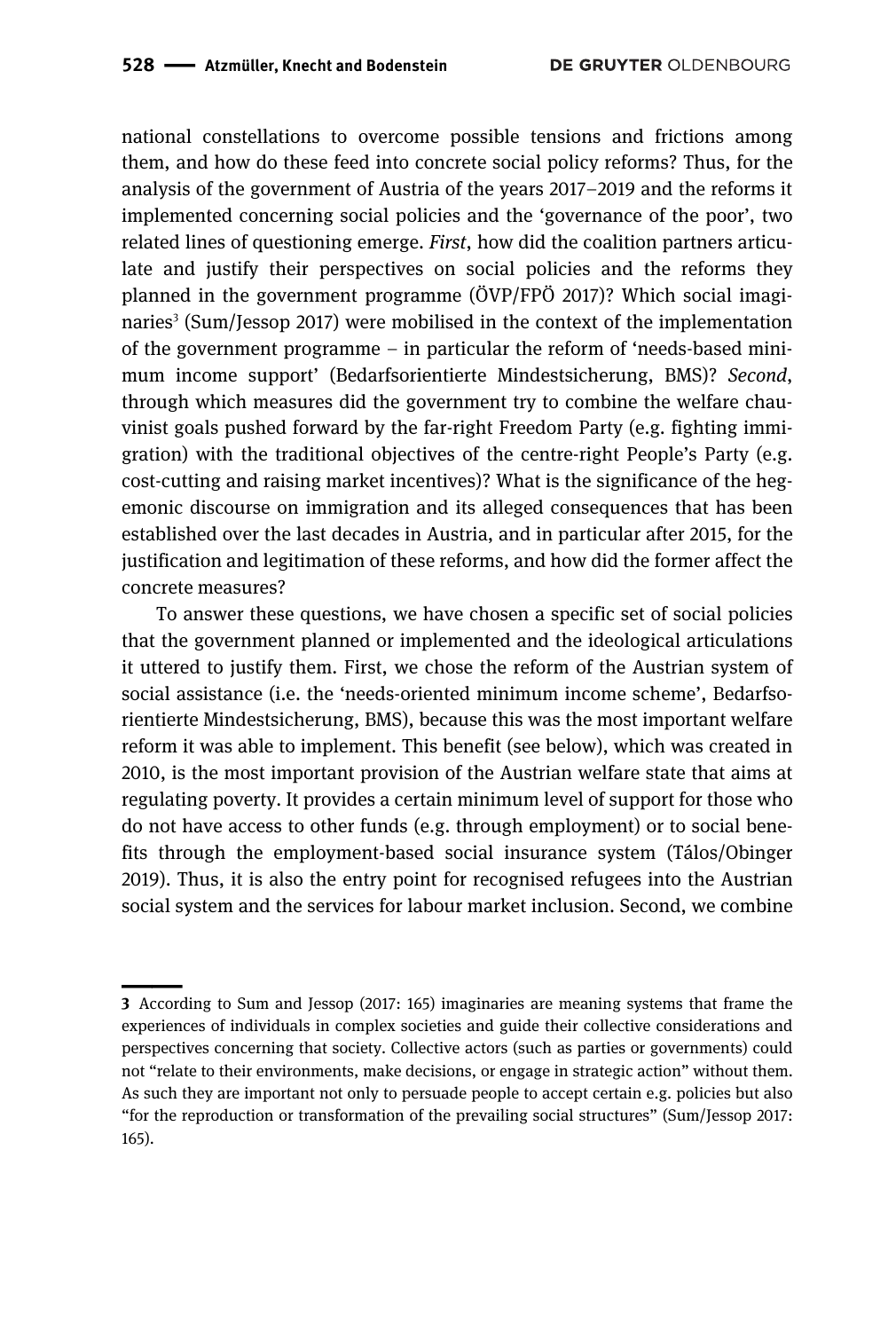national constellations to overcome possible tensions and frictions among them, and how do these feed into concrete social policy reforms? Thus, for the analysis of the government of Austria of the years 2017–2019 and the reforms it implemented concerning social policies and the 'governance of the poor', two related lines of questioning emerge. *First*, how did the coalition partners articulate and justify their perspectives on social policies and the reforms they planned in the government programme (ÖVP/FPÖ 2017)? Which social imaginaries[3] (Sum/Jessop 2017) were mobilised in the context of the implementation of the government programme – in particular the reform of 'needs-based minimum income support' (Bedarfsorientierte Mindestsicherung, BMS)? *Second*, through which measures did the government try to combine the welfare chauvinist goals pushed forward by the far-right Freedom Party (e.g. fighting immigration) with the traditional objectives of the centre-right People's Party (e.g. cost-cutting and raising market incentives)? What is the significance of the hegemonic discourse on immigration and its alleged consequences that has been established over the last decades in Austria, and in particular after 2015, for the justification and legitimation of these reforms, and how did the former affect the concrete measures?

To answer these questions, we have chosen a specific set of social policies that the government planned or implemented and the ideological articulations it uttered to justify them. First, we chose the reform of the Austrian system of social assistance (i.e. the 'needs-oriented minimum income scheme', Bedarfsorientierte Mindestsicherung, BMS), because this was the most important welfare reform it was able to implement. This benefit (see below), which was created in 2010, is the most important provision of the Austrian welfare state that aims at regulating poverty. It provides a certain minimum level of support for those who do not have access to other funds (e.g. through employment) or to social benefits through the employment-based social insurance system (Tálos/Obinger 2019). Thus, it is also the entry point for recognised refugees into the Austrian social system and the services for labour market inclusion. Second, we combine

---

**3** According to Sum and Jessop (2017: 165) imaginaries are meaning systems that frame the experiences of individuals in complex societies and guide their collective considerations and perspectives concerning that society. Collective actors (such as parties or governments) could not "relate to their environments, make decisions, or engage in strategic action" without them. As such they are important not only to persuade people to accept certain e.g. policies but also "for the reproduction or transformation of the prevailing social structures" (Sum/Jessop 2017: 165).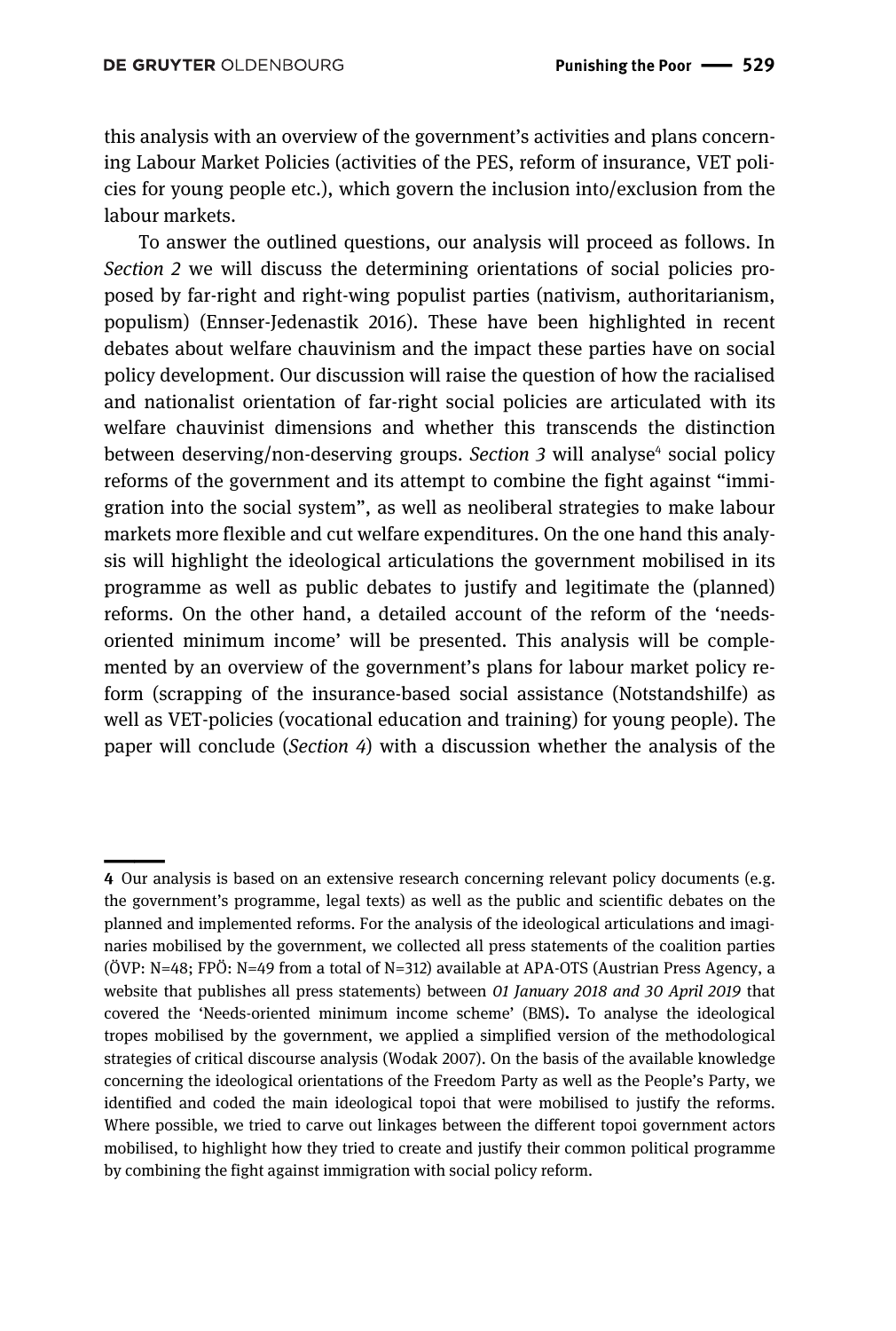this analysis with an overview of the government's activities and plans concerning Labour Market Policies (activities of the PES, reform of insurance, VET policies for young people etc.), which govern the inclusion into/exclusion from the labour markets.

To answer the outlined questions, our analysis will proceed as follows. In *Section 2* we will discuss the determining orientations of social policies proposed by far-right and right-wing populist parties (nativism, authoritarianism, populism) (Ennser-Jedenastik 2016). These have been highlighted in recent debates about welfare chauvinism and the impact these parties have on social policy development. Our discussion will raise the question of how the racialised and nationalist orientation of far-right social policies are articulated with its welfare chauvinist dimensions and whether this transcends the distinction between deserving/non-deserving groups. *Section 3* will analyse[4] social policy reforms of the government and its attempt to combine the fight against "immigration into the social system", as well as neoliberal strategies to make labour markets more flexible and cut welfare expenditures. On the one hand this analysis will highlight the ideological articulations the government mobilised in its programme as well as public debates to justify and legitimate the (planned) reforms. On the other hand, a detailed account of the reform of the 'needs-oriented minimum income' will be presented. This analysis will be complemented by an overview of the government's plans for labour market policy reform (scrapping of the insurance-based social assistance (Notstandshilfe) as well as VET-policies (vocational education and training) for young people). The paper will conclude (*Section 4*) with a discussion whether the analysis of the

---

**4** Our analysis is based on an extensive research concerning relevant policy documents (e.g. the government's programme, legal texts) as well as the public and scientific debates on the planned and implemented reforms. For the analysis of the ideological articulations and imaginaries mobilised by the government, we collected all press statements of the coalition parties (ÖVP: N=48; FPÖ: N=49 from a total of N=312) available at APA-OTS (Austrian Press Agency, a website that publishes all press statements) between *01 January 2018 and 30 April 2019* that covered the 'Needs-oriented minimum income scheme' (BMS). To analyse the ideological tropes mobilised by the government, we applied a simplified version of the methodological strategies of critical discourse analysis (Wodak 2007). On the basis of the available knowledge concerning the ideological orientations of the Freedom Party as well as the People's Party, we identified and coded the main ideological topoi that were mobilised to justify the reforms. Where possible, we tried to carve out linkages between the different topoi government actors mobilised, to highlight how they tried to create and justify their common political programme by combining the fight against immigration with social policy reform.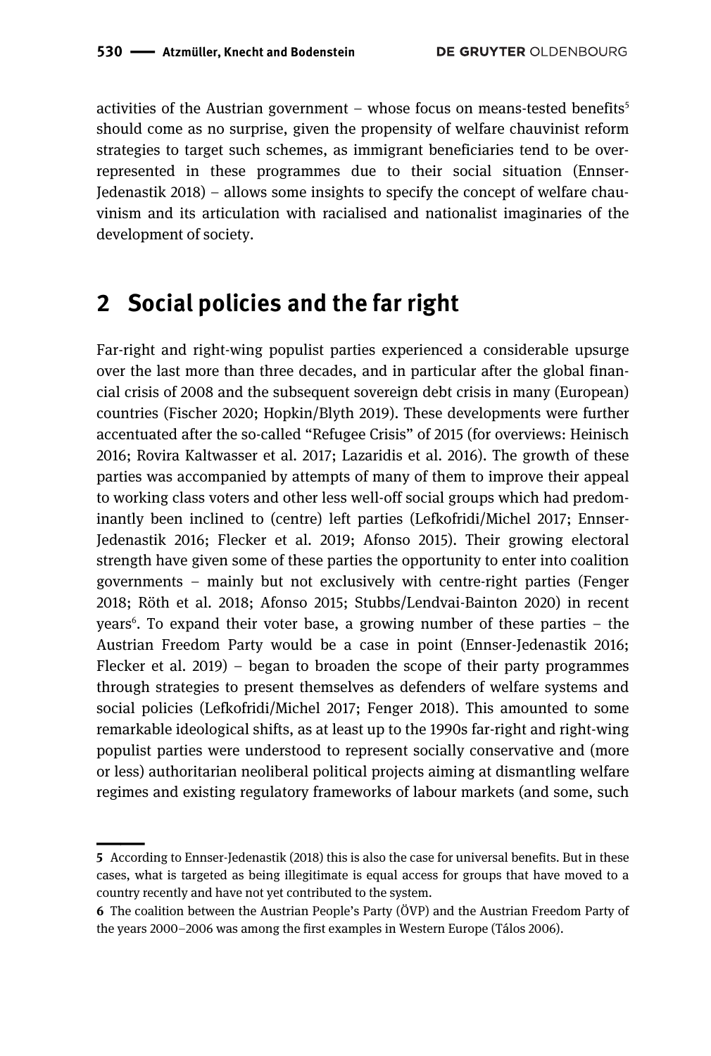activities of the Austrian government – whose focus on means-tested benefits[5] should come as no surprise, given the propensity of welfare chauvinist reform strategies to target such schemes, as immigrant beneficiaries tend to be overrepresented in these programmes due to their social situation (Ennser-Jedenastik 2018) – allows some insights to specify the concept of welfare chauvinism and its articulation with racialised and nationalist imaginaries of the development of society.

## 2 Social policies and the far right

Far-right and right-wing populist parties experienced a considerable upsurge over the last more than three decades, and in particular after the global financial crisis of 2008 and the subsequent sovereign debt crisis in many (European) countries (Fischer 2020; Hopkin/Blyth 2019). These developments were further accentuated after the so-called "Refugee Crisis" of 2015 (for overviews: Heinisch 2016; Rovira Kaltwasser et al. 2017; Lazaridis et al. 2016). The growth of these parties was accompanied by attempts of many of them to improve their appeal to working class voters and other less well-off social groups which had predominantly been inclined to (centre) left parties (Lefkofridi/Michel 2017; Ennser-Jedenastik 2016; Flecker et al. 2019; Afonso 2015). Their growing electoral strength have given some of these parties the opportunity to enter into coalition governments – mainly but not exclusively with centre-right parties (Fenger 2018; Röth et al. 2018; Afonso 2015; Stubbs/Lendvai-Bainton 2020) in recent years[6]. To expand their voter base, a growing number of these parties – the Austrian Freedom Party would be a case in point (Ennser-Jedenastik 2016; Flecker et al. 2019) – began to broaden the scope of their party programmes through strategies to present themselves as defenders of welfare systems and social policies (Lefkofridi/Michel 2017; Fenger 2018). This amounted to some remarkable ideological shifts, as at least up to the 1990s far-right and right-wing populist parties were understood to represent socially conservative and (more or less) authoritarian neoliberal political projects aiming at dismantling welfare regimes and existing regulatory frameworks of labour markets (and some, such

---

**5** According to Ennser-Jedenastik (2018) this is also the case for universal benefits. But in these cases, what is targeted as being illegitimate is equal access for groups that have moved to a country recently and have not yet contributed to the system.

**6** The coalition between the Austrian People's Party (ÖVP) and the Austrian Freedom Party of the years 2000–2006 was among the first examples in Western Europe (Tálos 2006).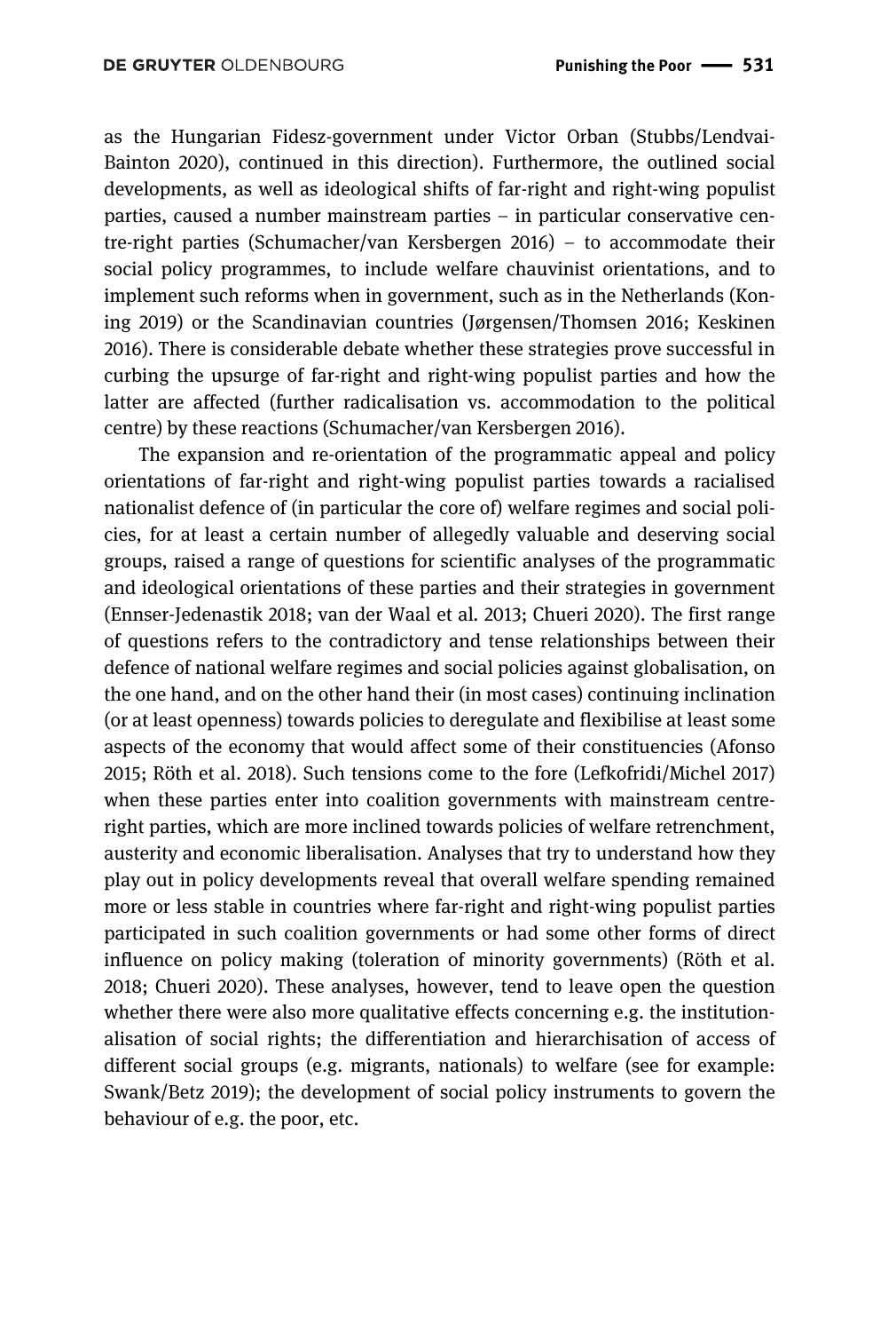as the Hungarian Fidesz-government under Victor Orban (Stubbs/Lendvai-Bainton 2020), continued in this direction). Furthermore, the outlined social developments, as well as ideological shifts of far-right and right-wing populist parties, caused a number mainstream parties – in particular conservative centre-right parties (Schumacher/van Kersbergen 2016) – to accommodate their social policy programmes, to include welfare chauvinist orientations, and to implement such reforms when in government, such as in the Netherlands (Koning 2019) or the Scandinavian countries (Jørgensen/Thomsen 2016; Keskinen 2016). There is considerable debate whether these strategies prove successful in curbing the upsurge of far-right and right-wing populist parties and how the latter are affected (further radicalisation vs. accommodation to the political centre) by these reactions (Schumacher/van Kersbergen 2016).

The expansion and re-orientation of the programmatic appeal and policy orientations of far-right and right-wing populist parties towards a racialised nationalist defence of (in particular the core of) welfare regimes and social policies, for at least a certain number of allegedly valuable and deserving social groups, raised a range of questions for scientific analyses of the programmatic and ideological orientations of these parties and their strategies in government (Ennser-Jedenastik 2018; van der Waal et al. 2013; Chueri 2020). The first range of questions refers to the contradictory and tense relationships between their defence of national welfare regimes and social policies against globalisation, on the one hand, and on the other hand their (in most cases) continuing inclination (or at least openness) towards policies to deregulate and flexibilise at least some aspects of the economy that would affect some of their constituencies (Afonso 2015; Röth et al. 2018). Such tensions come to the fore (Lefkofridi/Michel 2017) when these parties enter into coalition governments with mainstream centre-right parties, which are more inclined towards policies of welfare retrenchment, austerity and economic liberalisation. Analyses that try to understand how they play out in policy developments reveal that overall welfare spending remained more or less stable in countries where far-right and right-wing populist parties participated in such coalition governments or had some other forms of direct influence on policy making (toleration of minority governments) (Röth et al. 2018; Chueri 2020). These analyses, however, tend to leave open the question whether there were also more qualitative effects concerning e.g. the institutionalisation of social rights; the differentiation and hierarchisation of access of different social groups (e.g. migrants, nationals) to welfare (see for example: Swank/Betz 2019); the development of social policy instruments to govern the behaviour of e.g. the poor, etc.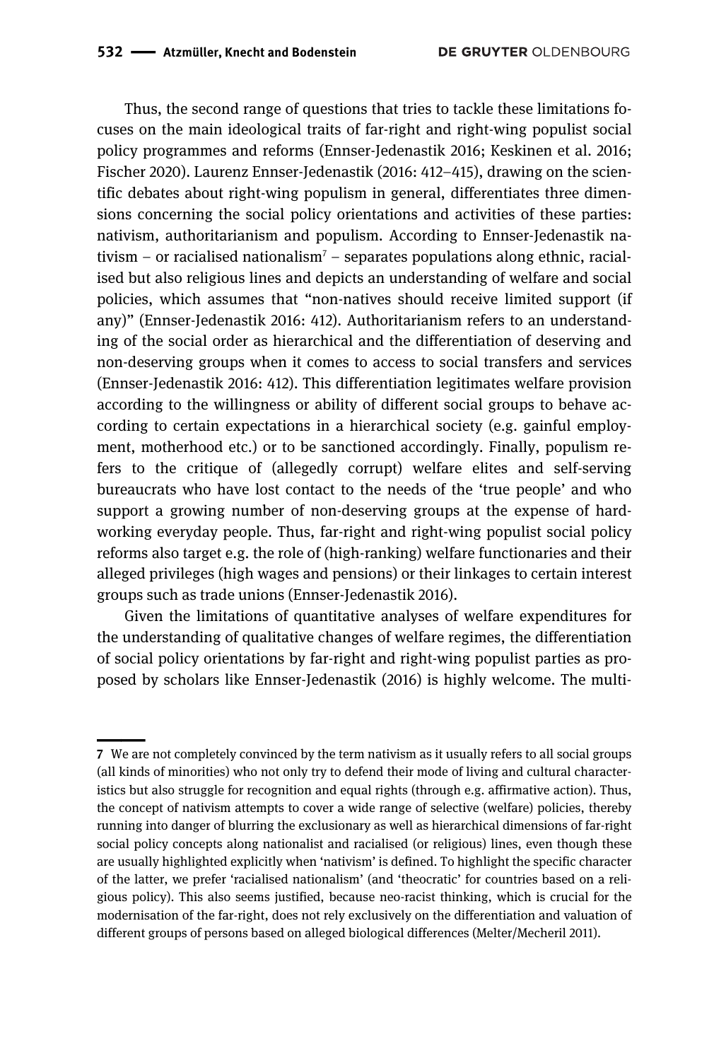Thus, the second range of questions that tries to tackle these limitations focuses on the main ideological traits of far-right and right-wing populist social policy programmes and reforms (Ennser-Jedenastik 2016; Keskinen et al. 2016; Fischer 2020). Laurenz Ennser-Jedenastik (2016: 412–415), drawing on the scientific debates about right-wing populism in general, differentiates three dimensions concerning the social policy orientations and activities of these parties: nativism, authoritarianism and populism. According to Ennser-Jedenastik nativism – or racialised nationalism[7] – separates populations along ethnic, racialised but also religious lines and depicts an understanding of welfare and social policies, which assumes that "non-natives should receive limited support (if any)" (Ennser-Jedenastik 2016: 412). Authoritarianism refers to an understanding of the social order as hierarchical and the differentiation of deserving and non-deserving groups when it comes to access to social transfers and services (Ennser-Jedenastik 2016: 412). This differentiation legitimates welfare provision according to the willingness or ability of different social groups to behave according to certain expectations in a hierarchical society (e.g. gainful employment, motherhood etc.) or to be sanctioned accordingly. Finally, populism refers to the critique of (allegedly corrupt) welfare elites and self-serving bureaucrats who have lost contact to the needs of the 'true people' and who support a growing number of non-deserving groups at the expense of hard-working everyday people. Thus, far-right and right-wing populist social policy reforms also target e.g. the role of (high-ranking) welfare functionaries and their alleged privileges (high wages and pensions) or their linkages to certain interest groups such as trade unions (Ennser-Jedenastik 2016).

Given the limitations of quantitative analyses of welfare expenditures for the understanding of qualitative changes of welfare regimes, the differentiation of social policy orientations by far-right and right-wing populist parties as proposed by scholars like Ennser-Jedenastik (2016) is highly welcome. The multi-

---

7 We are not completely convinced by the term nativism as it usually refers to all social groups (all kinds of minorities) who not only try to defend their mode of living and cultural characteristics but also struggle for recognition and equal rights (through e.g. affirmative action). Thus, the concept of nativism attempts to cover a wide range of selective (welfare) policies, thereby running into danger of blurring the exclusionary as well as hierarchical dimensions of far-right social policy concepts along nationalist and racialised (or religious) lines, even though these are usually highlighted explicitly when 'nativism' is defined. To highlight the specific character of the latter, we prefer 'racialised nationalism' (and 'theocratic' for countries based on a religious policy). This also seems justified, because neo-racist thinking, which is crucial for the modernisation of the far-right, does not rely exclusively on the differentiation and valuation of different groups of persons based on alleged biological differences (Melter/Mecheril 2011).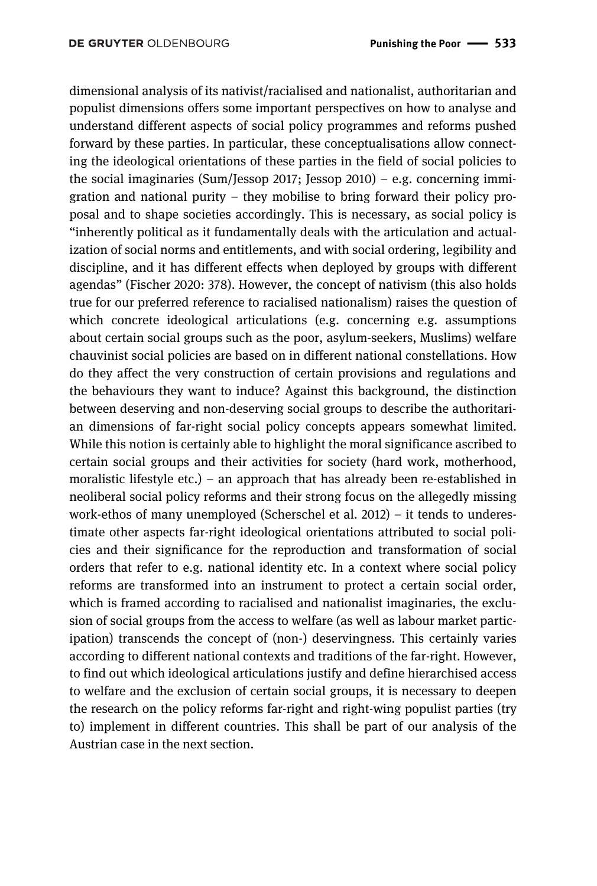dimensional analysis of its nativist/racialised and nationalist, authoritarian and populist dimensions offers some important perspectives on how to analyse and understand different aspects of social policy programmes and reforms pushed forward by these parties. In particular, these conceptualisations allow connecting the ideological orientations of these parties in the field of social policies to the social imaginaries (Sum/Jessop 2017; Jessop 2010) – e.g. concerning immigration and national purity – they mobilise to bring forward their policy proposal and to shape societies accordingly. This is necessary, as social policy is "inherently political as it fundamentally deals with the articulation and actualization of social norms and entitlements, and with social ordering, legibility and discipline, and it has different effects when deployed by groups with different agendas" (Fischer 2020: 378). However, the concept of nativism (this also holds true for our preferred reference to racialised nationalism) raises the question of which concrete ideological articulations (e.g. concerning e.g. assumptions about certain social groups such as the poor, asylum-seekers, Muslims) welfare chauvinist social policies are based on in different national constellations. How do they affect the very construction of certain provisions and regulations and the behaviours they want to induce? Against this background, the distinction between deserving and non-deserving social groups to describe the authoritarian dimensions of far-right social policy concepts appears somewhat limited. While this notion is certainly able to highlight the moral significance ascribed to certain social groups and their activities for society (hard work, motherhood, moralistic lifestyle etc.) – an approach that has already been re-established in neoliberal social policy reforms and their strong focus on the allegedly missing work-ethos of many unemployed (Scherschel et al. 2012) – it tends to underestimate other aspects far-right ideological orientations attributed to social policies and their significance for the reproduction and transformation of social orders that refer to e.g. national identity etc. In a context where social policy reforms are transformed into an instrument to protect a certain social order, which is framed according to racialised and nationalist imaginaries, the exclusion of social groups from the access to welfare (as well as labour market participation) transcends the concept of (non-) deservingness. This certainly varies according to different national contexts and traditions of the far-right. However, to find out which ideological articulations justify and define hierarchised access to welfare and the exclusion of certain social groups, it is necessary to deepen the research on the policy reforms far-right and right-wing populist parties (try to) implement in different countries. This shall be part of our analysis of the Austrian case in the next section.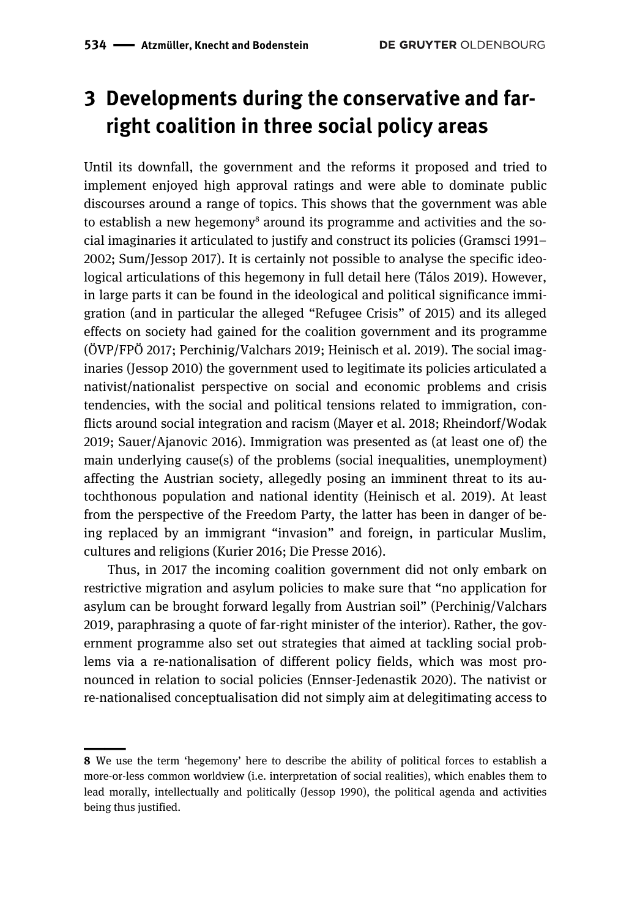## 3 Developments during the conservative and far-right coalition in three social policy areas

Until its downfall, the government and the reforms it proposed and tried to implement enjoyed high approval ratings and were able to dominate public discourses around a range of topics. This shows that the government was able to establish a new hegemony[8] around its programme and activities and the social imaginaries it articulated to justify and construct its policies (Gramsci 1991–2002; Sum/Jessop 2017). It is certainly not possible to analyse the specific ideological articulations of this hegemony in full detail here (Tálos 2019). However, in large parts it can be found in the ideological and political significance immigration (and in particular the alleged "Refugee Crisis" of 2015) and its alleged effects on society had gained for the coalition government and its programme (ÖVP/FPÖ 2017; Perchinig/Valchars 2019; Heinisch et al. 2019). The social imaginaries (Jessop 2010) the government used to legitimate its policies articulated a nativist/nationalist perspective on social and economic problems and crisis tendencies, with the social and political tensions related to immigration, conflicts around social integration and racism (Mayer et al. 2018; Rheindorf/Wodak 2019; Sauer/Ajanovic 2016). Immigration was presented as (at least one of) the main underlying cause(s) of the problems (social inequalities, unemployment) affecting the Austrian society, allegedly posing an imminent threat to its autochthonous population and national identity (Heinisch et al. 2019). At least from the perspective of the Freedom Party, the latter has been in danger of being replaced by an immigrant "invasion" and foreign, in particular Muslim, cultures and religions (Kurier 2016; Die Presse 2016).

Thus, in 2017 the incoming coalition government did not only embark on restrictive migration and asylum policies to make sure that "no application for asylum can be brought forward legally from Austrian soil" (Perchinig/Valchars 2019, paraphrasing a quote of far-right minister of the interior). Rather, the government programme also set out strategies that aimed at tackling social problems via a re-nationalisation of different policy fields, which was most pronounced in relation to social policies (Ennser-Jedenastik 2020). The nativist or re-nationalised conceptualisation did not simply aim at delegitimating access to

---

**8** We use the term 'hegemony' here to describe the ability of political forces to establish a more-or-less common worldview (i.e. interpretation of social realities), which enables them to lead morally, intellectually and politically (Jessop 1990), the political agenda and activities being thus justified.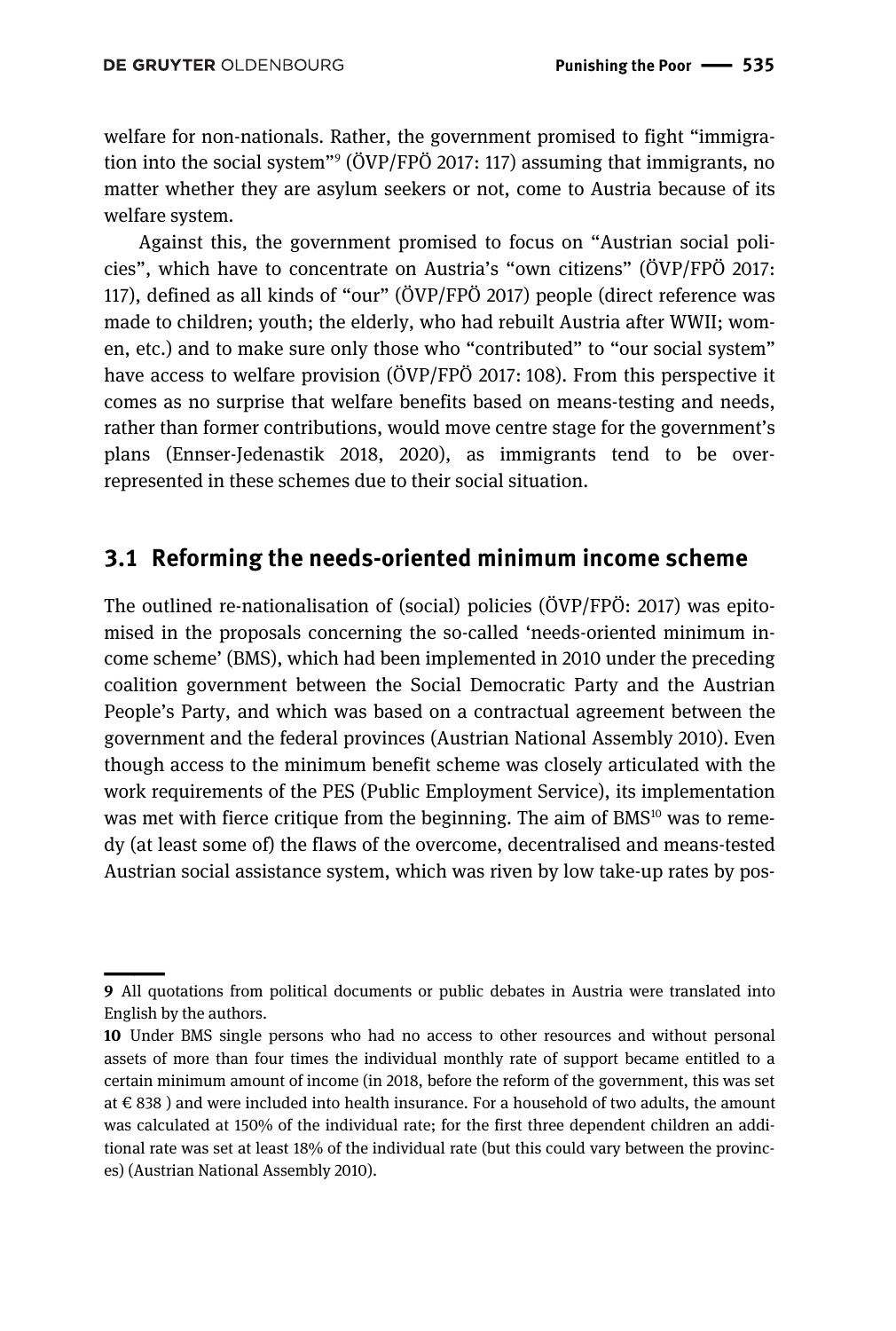welfare for non-nationals. Rather, the government promised to fight "immigration into the social system"[9] (ÖVP/FPÖ 2017: 117) assuming that immigrants, no matter whether they are asylum seekers or not, come to Austria because of its welfare system.

Against this, the government promised to focus on "Austrian social policies", which have to concentrate on Austria's "own citizens" (ÖVP/FPÖ 2017: 117), defined as all kinds of "our" (ÖVP/FPÖ 2017) people (direct reference was made to children; youth; the elderly, who had rebuilt Austria after WWII; women, etc.) and to make sure only those who "contributed" to "our social system" have access to welfare provision (ÖVP/FPÖ 2017: 108). From this perspective it comes as no surprise that welfare benefits based on means-testing and needs, rather than former contributions, would move centre stage for the government's plans (Ennser-Jedenastik 2018, 2020), as immigrants tend to be over-represented in these schemes due to their social situation.

## 3.1 Reforming the needs-oriented minimum income scheme

The outlined re-nationalisation of (social) policies (ÖVP/FPÖ: 2017) was epitomised in the proposals concerning the so-called 'needs-oriented minimum income scheme' (BMS), which had been implemented in 2010 under the preceding coalition government between the Social Democratic Party and the Austrian People's Party, and which was based on a contractual agreement between the government and the federal provinces (Austrian National Assembly 2010). Even though access to the minimum benefit scheme was closely articulated with the work requirements of the PES (Public Employment Service), its implementation was met with fierce critique from the beginning. The aim of BMS[10] was to remedy (at least some of) the flaws of the overcome, decentralised and means-tested Austrian social assistance system, which was riven by low take-up rates by pos-

---

9 All quotations from political documents or public debates in Austria were translated into English by the authors.

10 Under BMS single persons who had no access to other resources and without personal assets of more than four times the individual monthly rate of support became entitled to a certain minimum amount of income (in 2018, before the reform of the government, this was set at € 838 ) and were included into health insurance. For a household of two adults, the amount was calculated at 150% of the individual rate; for the first three dependent children an additional rate was set at least 18% of the individual rate (but this could vary between the provinces) (Austrian National Assembly 2010).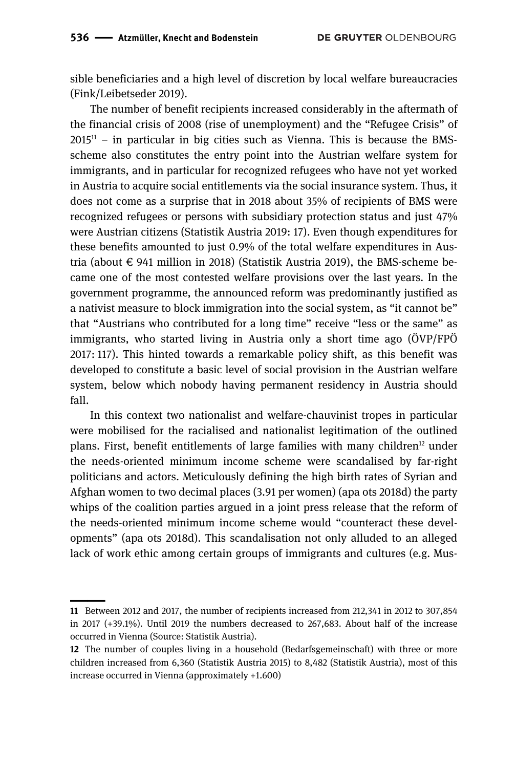sible beneficiaries and a high level of discretion by local welfare bureaucracies (Fink/Leibetseder 2019).

The number of benefit recipients increased considerably in the aftermath of the financial crisis of 2008 (rise of unemployment) and the "Refugee Crisis" of 2015[11] – in particular in big cities such as Vienna. This is because the BMS-scheme also constitutes the entry point into the Austrian welfare system for immigrants, and in particular for recognized refugees who have not yet worked in Austria to acquire social entitlements via the social insurance system. Thus, it does not come as a surprise that in 2018 about 35% of recipients of BMS were recognized refugees or persons with subsidiary protection status and just 47% were Austrian citizens (Statistik Austria 2019: 17). Even though expenditures for these benefits amounted to just 0.9% of the total welfare expenditures in Austria (about € 941 million in 2018) (Statistik Austria 2019), the BMS-scheme became one of the most contested welfare provisions over the last years. In the government programme, the announced reform was predominantly justified as a nativist measure to block immigration into the social system, as "it cannot be" that "Austrians who contributed for a long time" receive "less or the same" as immigrants, who started living in Austria only a short time ago (ÖVP/FPÖ 2017: 117). This hinted towards a remarkable policy shift, as this benefit was developed to constitute a basic level of social provision in the Austrian welfare system, below which nobody having permanent residency in Austria should fall.

In this context two nationalist and welfare-chauvinist tropes in particular were mobilised for the racialised and nationalist legitimation of the outlined plans. First, benefit entitlements of large families with many children[12] under the needs-oriented minimum income scheme were scandalised by far-right politicians and actors. Meticulously defining the high birth rates of Syrian and Afghan women to two decimal places (3.91 per women) (apa ots 2018d) the party whips of the coalition parties argued in a joint press release that the reform of the needs-oriented minimum income scheme would "counteract these developments" (apa ots 2018d). This scandalisation not only alluded to an alleged lack of work ethic among certain groups of immigrants and cultures (e.g. Mus-

---

**11** Between 2012 and 2017, the number of recipients increased from 212,341 in 2012 to 307,854 in 2017 (+39.1%). Until 2019 the numbers decreased to 267,683. About half of the increase occurred in Vienna (Source: Statistik Austria).

**12** The number of couples living in a household (Bedarfsgemeinschaft) with three or more children increased from 6,360 (Statistik Austria 2015) to 8,482 (Statistik Austria), most of this increase occurred in Vienna (approximately +1.600)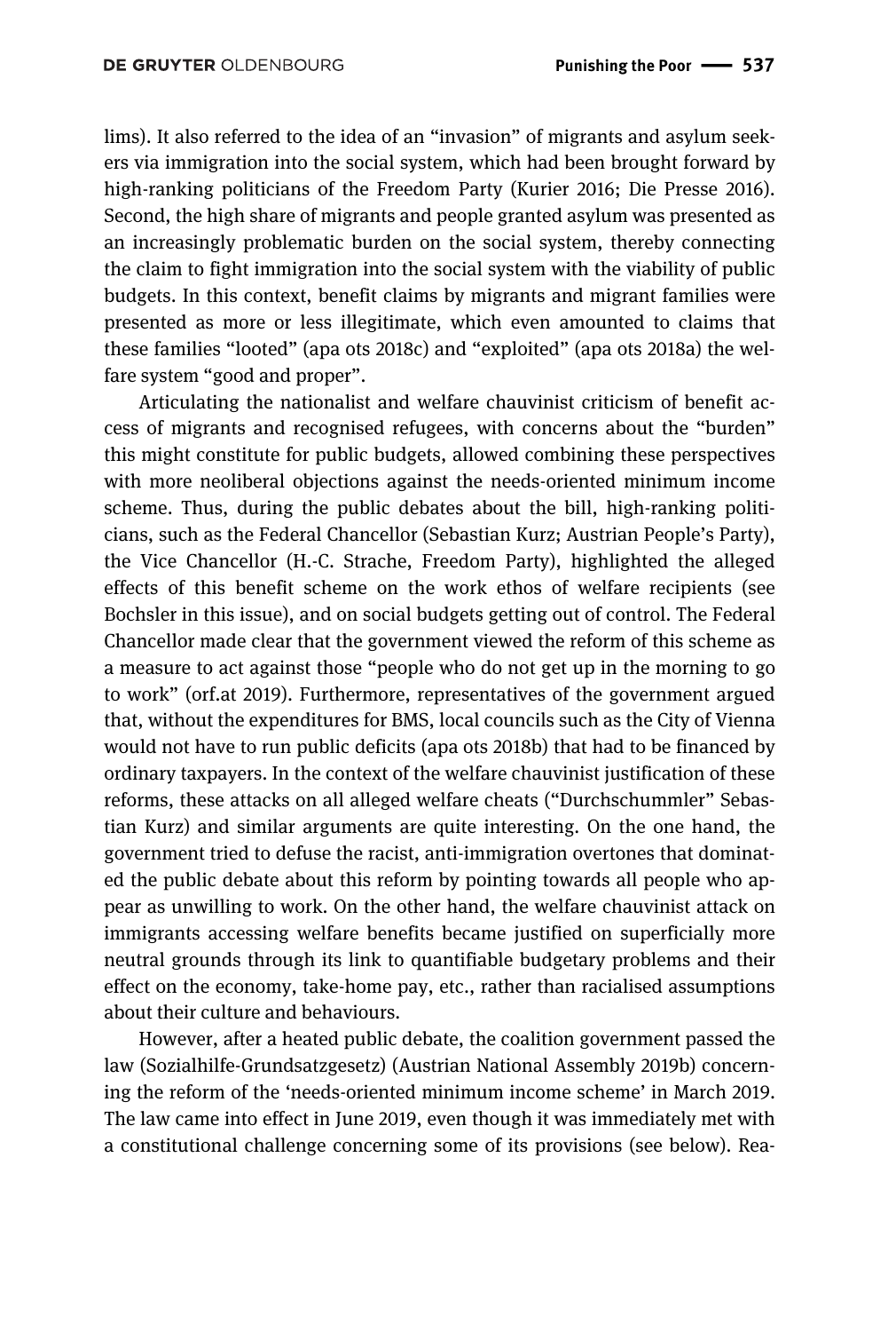lims). It also referred to the idea of an "invasion" of migrants and asylum seekers via immigration into the social system, which had been brought forward by high-ranking politicians of the Freedom Party (Kurier 2016; Die Presse 2016). Second, the high share of migrants and people granted asylum was presented as an increasingly problematic burden on the social system, thereby connecting the claim to fight immigration into the social system with the viability of public budgets. In this context, benefit claims by migrants and migrant families were presented as more or less illegitimate, which even amounted to claims that these families "looted" (apa ots 2018c) and "exploited" (apa ots 2018a) the welfare system "good and proper".

Articulating the nationalist and welfare chauvinist criticism of benefit access of migrants and recognised refugees, with concerns about the "burden" this might constitute for public budgets, allowed combining these perspectives with more neoliberal objections against the needs-oriented minimum income scheme. Thus, during the public debates about the bill, high-ranking politicians, such as the Federal Chancellor (Sebastian Kurz; Austrian People's Party), the Vice Chancellor (H.-C. Strache, Freedom Party), highlighted the alleged effects of this benefit scheme on the work ethos of welfare recipients (see Bochsler in this issue), and on social budgets getting out of control. The Federal Chancellor made clear that the government viewed the reform of this scheme as a measure to act against those "people who do not get up in the morning to go to work" (orf.at 2019). Furthermore, representatives of the government argued that, without the expenditures for BMS, local councils such as the City of Vienna would not have to run public deficits (apa ots 2018b) that had to be financed by ordinary taxpayers. In the context of the welfare chauvinist justification of these reforms, these attacks on all alleged welfare cheats ("Durchschummler" Sebastian Kurz) and similar arguments are quite interesting. On the one hand, the government tried to defuse the racist, anti-immigration overtones that dominated the public debate about this reform by pointing towards all people who appear as unwilling to work. On the other hand, the welfare chauvinist attack on immigrants accessing welfare benefits became justified on superficially more neutral grounds through its link to quantifiable budgetary problems and their effect on the economy, take-home pay, etc., rather than racialised assumptions about their culture and behaviours.

However, after a heated public debate, the coalition government passed the law (Sozialhilfe-Grundsatzgesetz) (Austrian National Assembly 2019b) concerning the reform of the 'needs-oriented minimum income scheme' in March 2019. The law came into effect in June 2019, even though it was immediately met with a constitutional challenge concerning some of its provisions (see below). Rea-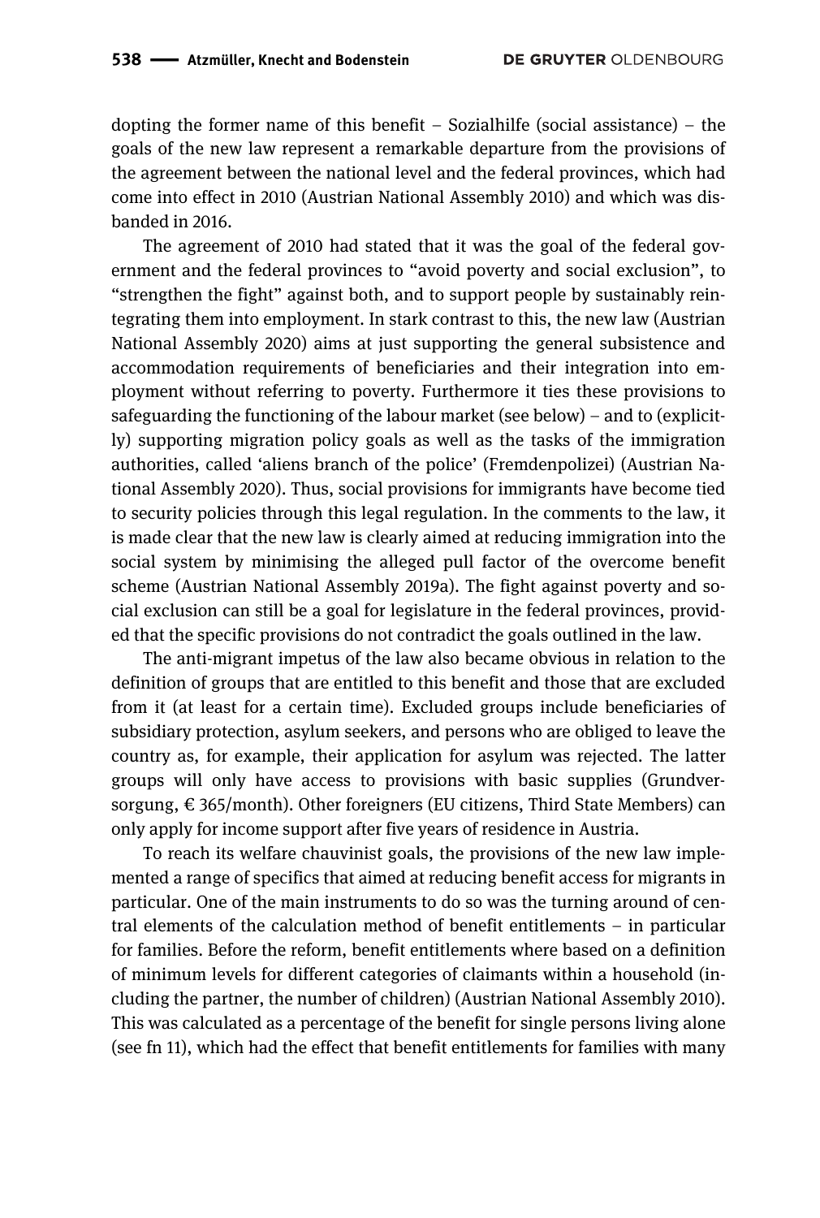dopting the former name of this benefit – Sozialhilfe (social assistance) – the goals of the new law represent a remarkable departure from the provisions of the agreement between the national level and the federal provinces, which had come into effect in 2010 (Austrian National Assembly 2010) and which was disbanded in 2016.

The agreement of 2010 had stated that it was the goal of the federal government and the federal provinces to "avoid poverty and social exclusion", to "strengthen the fight" against both, and to support people by sustainably reintegrating them into employment. In stark contrast to this, the new law (Austrian National Assembly 2020) aims at just supporting the general subsistence and accommodation requirements of beneficiaries and their integration into employment without referring to poverty. Furthermore it ties these provisions to safeguarding the functioning of the labour market (see below) – and to (explicitly) supporting migration policy goals as well as the tasks of the immigration authorities, called 'aliens branch of the police' (Fremdenpolizei) (Austrian National Assembly 2020). Thus, social provisions for immigrants have become tied to security policies through this legal regulation. In the comments to the law, it is made clear that the new law is clearly aimed at reducing immigration into the social system by minimising the alleged pull factor of the overcome benefit scheme (Austrian National Assembly 2019a). The fight against poverty and social exclusion can still be a goal for legislature in the federal provinces, provided that the specific provisions do not contradict the goals outlined in the law.

The anti-migrant impetus of the law also became obvious in relation to the definition of groups that are entitled to this benefit and those that are excluded from it (at least for a certain time). Excluded groups include beneficiaries of subsidiary protection, asylum seekers, and persons who are obliged to leave the country as, for example, their application for asylum was rejected. The latter groups will only have access to provisions with basic supplies (Grundversorgung, € 365/month). Other foreigners (EU citizens, Third State Members) can only apply for income support after five years of residence in Austria.

To reach its welfare chauvinist goals, the provisions of the new law implemented a range of specifics that aimed at reducing benefit access for migrants in particular. One of the main instruments to do so was the turning around of central elements of the calculation method of benefit entitlements – in particular for families. Before the reform, benefit entitlements where based on a definition of minimum levels for different categories of claimants within a household (including the partner, the number of children) (Austrian National Assembly 2010). This was calculated as a percentage of the benefit for single persons living alone (see fn 11), which had the effect that benefit entitlements for families with many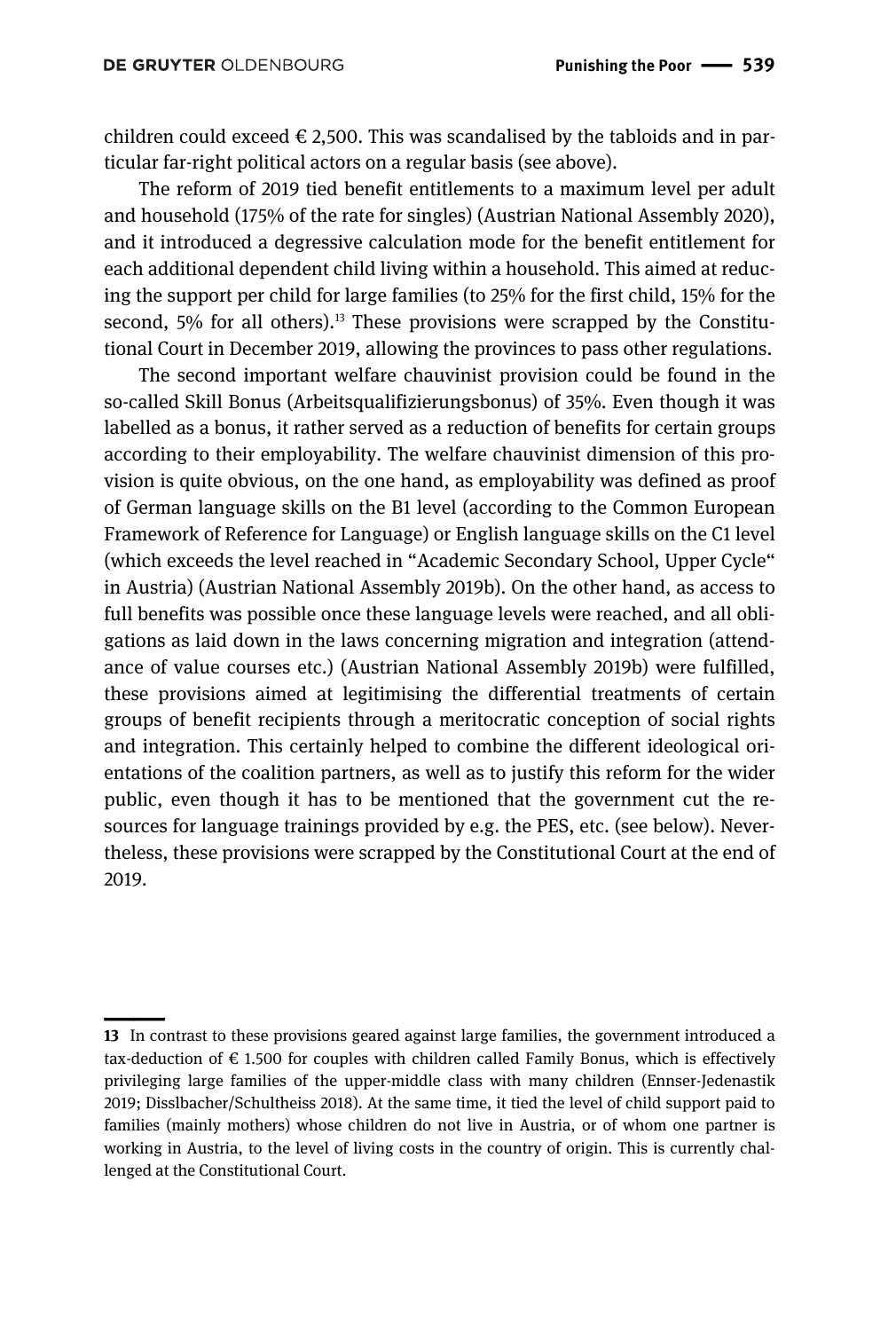children could exceed € 2,500. This was scandalised by the tabloids and in particular far-right political actors on a regular basis (see above).

The reform of 2019 tied benefit entitlements to a maximum level per adult and household (175% of the rate for singles) (Austrian National Assembly 2020), and it introduced a degressive calculation mode for the benefit entitlement for each additional dependent child living within a household. This aimed at reducing the support per child for large families (to 25% for the first child, 15% for the second, 5% for all others).[13] These provisions were scrapped by the Constitutional Court in December 2019, allowing the provinces to pass other regulations.

The second important welfare chauvinist provision could be found in the so-called Skill Bonus (Arbeitsqualifizierungsbonus) of 35%. Even though it was labelled as a bonus, it rather served as a reduction of benefits for certain groups according to their employability. The welfare chauvinist dimension of this provision is quite obvious, on the one hand, as employability was defined as proof of German language skills on the B1 level (according to the Common European Framework of Reference for Language) or English language skills on the C1 level (which exceeds the level reached in "Academic Secondary School, Upper Cycle" in Austria) (Austrian National Assembly 2019b). On the other hand, as access to full benefits was possible once these language levels were reached, and all obligations as laid down in the laws concerning migration and integration (attendance of value courses etc.) (Austrian National Assembly 2019b) were fulfilled, these provisions aimed at legitimising the differential treatments of certain groups of benefit recipients through a meritocratic conception of social rights and integration. This certainly helped to combine the different ideological orientations of the coalition partners, as well as to justify this reform for the wider public, even though it has to be mentioned that the government cut the resources for language trainings provided by e.g. the PES, etc. (see below). Nevertheless, these provisions were scrapped by the Constitutional Court at the end of 2019.

---

**13** In contrast to these provisions geared against large families, the government introduced a tax-deduction of € 1.500 for couples with children called Family Bonus, which is effectively privileging large families of the upper-middle class with many children (Ennser-Jedenastik 2019; Disslbacher/Schultheiss 2018). At the same time, it tied the level of child support paid to families (mainly mothers) whose children do not live in Austria, or of whom one partner is working in Austria, to the level of living costs in the country of origin. This is currently challenged at the Constitutional Court.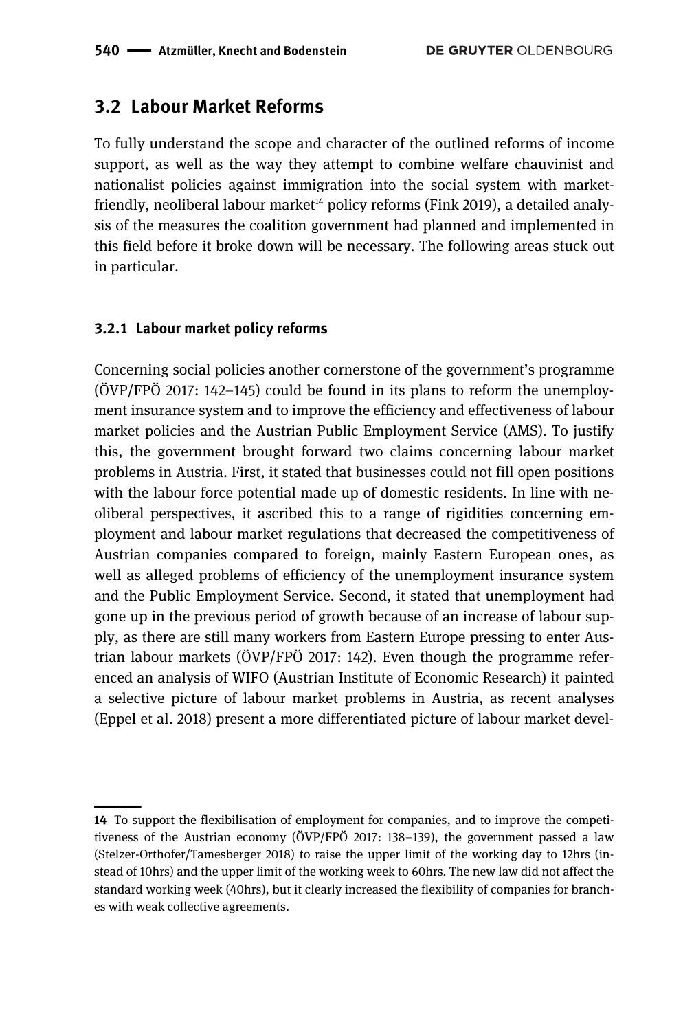## 3.2 Labour Market Reforms

To fully understand the scope and character of the outlined reforms of income support, as well as the way they attempt to combine welfare chauvinist and nationalist policies against immigration into the social system with market-friendly, neoliberal labour market[14] policy reforms (Fink 2019), a detailed analysis of the measures the coalition government had planned and implemented in this field before it broke down will be necessary. The following areas stuck out in particular.

### 3.2.1 Labour market policy reforms

Concerning social policies another cornerstone of the government's programme (ÖVP/FPÖ 2017: 142–145) could be found in its plans to reform the unemployment insurance system and to improve the efficiency and effectiveness of labour market policies and the Austrian Public Employment Service (AMS). To justify this, the government brought forward two claims concerning labour market problems in Austria. First, it stated that businesses could not fill open positions with the labour force potential made up of domestic residents. In line with neoliberal perspectives, it ascribed this to a range of rigidities concerning employment and labour market regulations that decreased the competitiveness of Austrian companies compared to foreign, mainly Eastern European ones, as well as alleged problems of efficiency of the unemployment insurance system and the Public Employment Service. Second, it stated that unemployment had gone up in the previous period of growth because of an increase of labour supply, as there are still many workers from Eastern Europe pressing to enter Austrian labour markets (ÖVP/FPÖ 2017: 142). Even though the programme referenced an analysis of WIFO (Austrian Institute of Economic Research) it painted a selective picture of labour market problems in Austria, as recent analyses (Eppel et al. 2018) present a more differentiated picture of labour market devel-

14 To support the flexibilisation of employment for companies, and to improve the competitiveness of the Austrian economy (ÖVP/FPÖ 2017: 138–139), the government passed a law (Stelzer-Orthofer/Tamesberger 2018) to raise the upper limit of the working day to 12hrs (instead of 10hrs) and the upper limit of the working week to 60hrs. The new law did not affect the standard working week (40hrs), but it clearly increased the flexibility of companies for branches with weak collective agreements.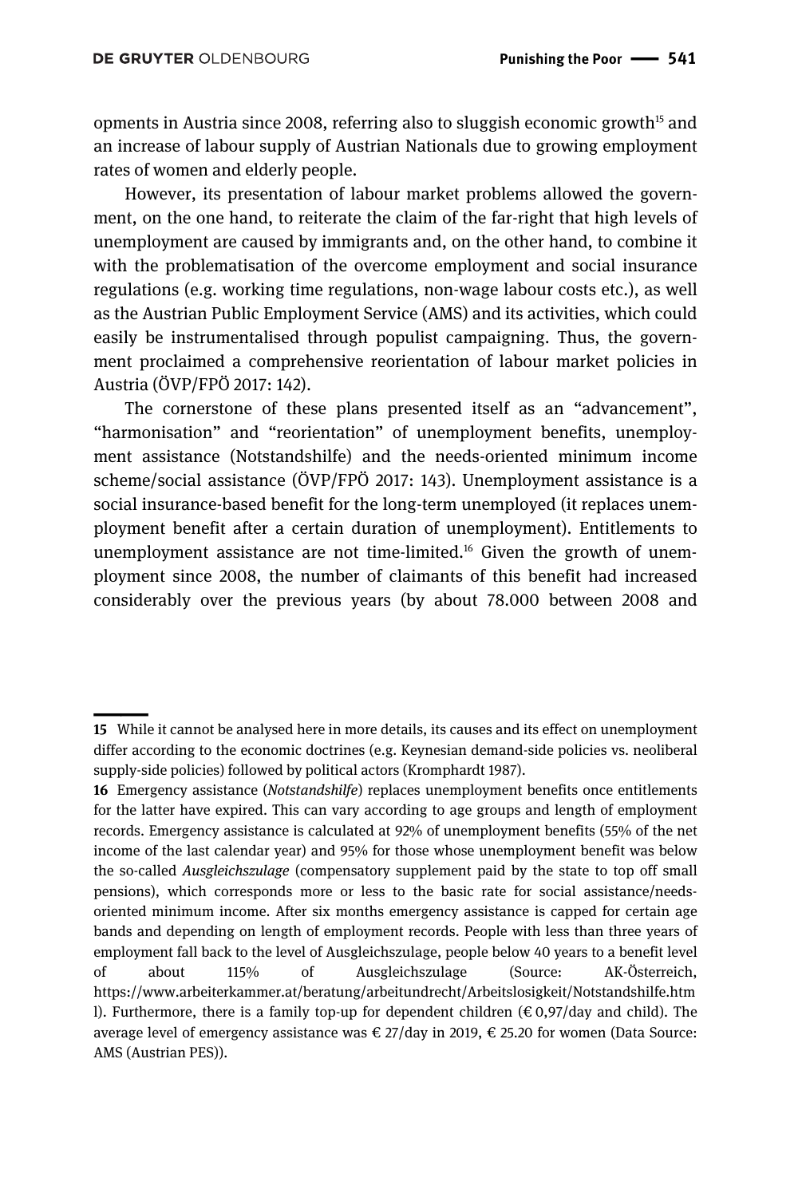opments in Austria since 2008, referring also to sluggish economic growth[15] and an increase of labour supply of Austrian Nationals due to growing employment rates of women and elderly people.

However, its presentation of labour market problems allowed the government, on the one hand, to reiterate the claim of the far-right that high levels of unemployment are caused by immigrants and, on the other hand, to combine it with the problematisation of the overcome employment and social insurance regulations (e.g. working time regulations, non-wage labour costs etc.), as well as the Austrian Public Employment Service (AMS) and its activities, which could easily be instrumentalised through populist campaigning. Thus, the government proclaimed a comprehensive reorientation of labour market policies in Austria (ÖVP/FPÖ 2017: 142).

The cornerstone of these plans presented itself as an "advancement", "harmonisation" and "reorientation" of unemployment benefits, unemployment assistance (Notstandshilfe) and the needs-oriented minimum income scheme/social assistance (ÖVP/FPÖ 2017: 143). Unemployment assistance is a social insurance-based benefit for the long-term unemployed (it replaces unemployment benefit after a certain duration of unemployment). Entitlements to unemployment assistance are not time-limited.[16] Given the growth of unemployment since 2008, the number of claimants of this benefit had increased considerably over the previous years (by about 78.000 between 2008 and

---

**15** While it cannot be analysed here in more details, its causes and its effect on unemployment differ according to the economic doctrines (e.g. Keynesian demand-side policies vs. neoliberal supply-side policies) followed by political actors (Kromphardt 1987).

**16** Emergency assistance (*Notstandshilfe*) replaces unemployment benefits once entitlements for the latter have expired. This can vary according to age groups and length of employment records. Emergency assistance is calculated at 92% of unemployment benefits (55% of the net income of the last calendar year) and 95% for those whose unemployment benefit was below the so-called *Ausgleichszulage* (compensatory supplement paid by the state to top off small pensions), which corresponds more or less to the basic rate for social assistance/needs-oriented minimum income. After six months emergency assistance is capped for certain age bands and depending on length of employment records. People with less than three years of employment fall back to the level of Ausgleichszulage, people below 40 years to a benefit level of about 115% of Ausgleichszulage (Source: AK-Österreich, https://www.arbeiterkammer.at/beratung/arbeitundrecht/Arbeitslosigkeit/Notstandshilfe.html). Furthermore, there is a family top-up for dependent children (€ 0,97/day and child). The average level of emergency assistance was € 27/day in 2019, € 25.20 for women (Data Source: AMS (Austrian PES)).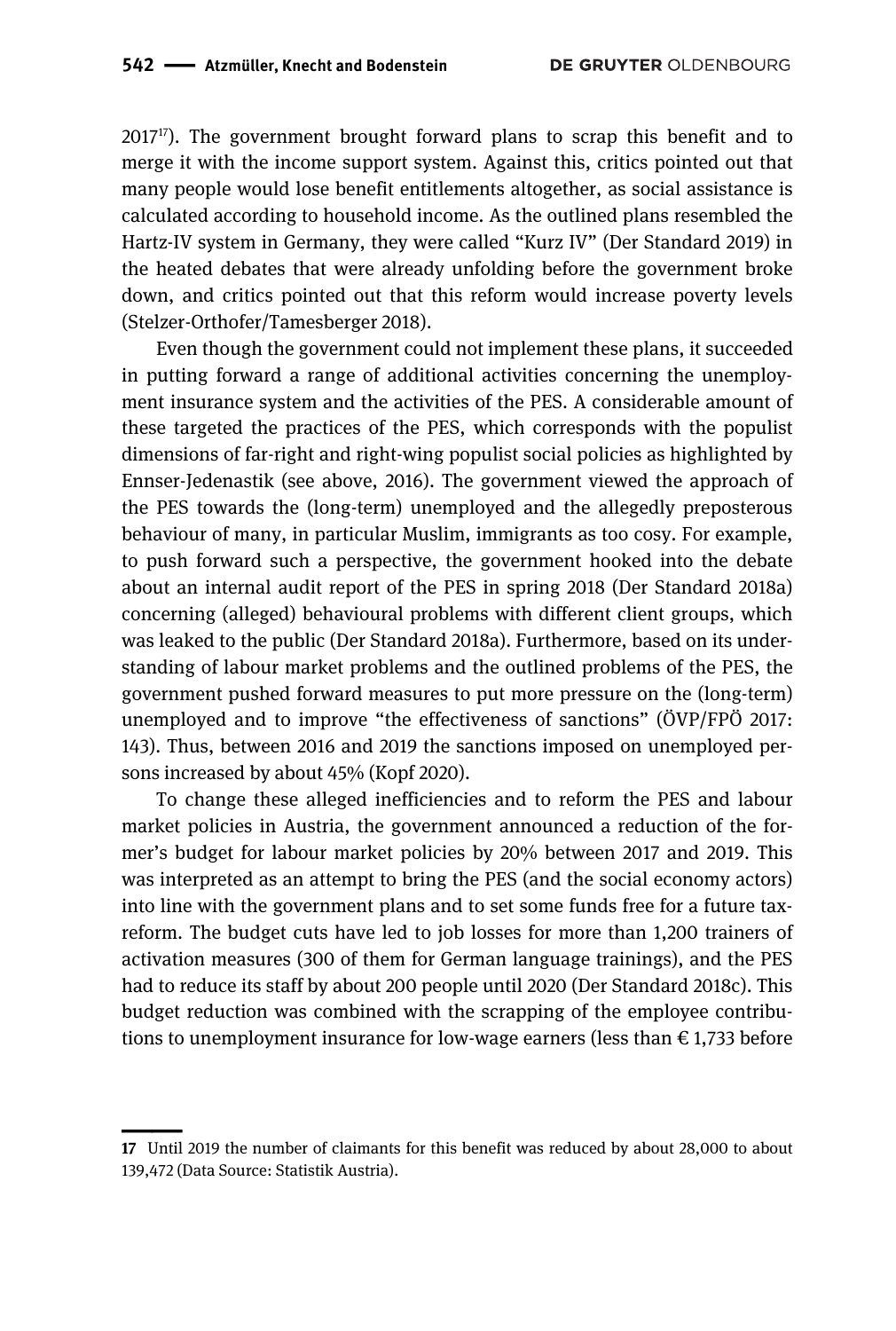2017[17]). The government brought forward plans to scrap this benefit and to merge it with the income support system. Against this, critics pointed out that many people would lose benefit entitlements altogether, as social assistance is calculated according to household income. As the outlined plans resembled the Hartz-IV system in Germany, they were called "Kurz IV" (Der Standard 2019) in the heated debates that were already unfolding before the government broke down, and critics pointed out that this reform would increase poverty levels (Stelzer-Orthofer/Tamesberger 2018).

Even though the government could not implement these plans, it succeeded in putting forward a range of additional activities concerning the unemployment insurance system and the activities of the PES. A considerable amount of these targeted the practices of the PES, which corresponds with the populist dimensions of far-right and right-wing populist social policies as highlighted by Ennser-Jedenastik (see above, 2016). The government viewed the approach of the PES towards the (long-term) unemployed and the allegedly preposterous behaviour of many, in particular Muslim, immigrants as too cosy. For example, to push forward such a perspective, the government hooked into the debate about an internal audit report of the PES in spring 2018 (Der Standard 2018a) concerning (alleged) behavioural problems with different client groups, which was leaked to the public (Der Standard 2018a). Furthermore, based on its understanding of labour market problems and the outlined problems of the PES, the government pushed forward measures to put more pressure on the (long-term) unemployed and to improve "the effectiveness of sanctions" (ÖVP/FPÖ 2017: 143). Thus, between 2016 and 2019 the sanctions imposed on unemployed persons increased by about 45% (Kopf 2020).

To change these alleged inefficiencies and to reform the PES and labour market policies in Austria, the government announced a reduction of the former's budget for labour market policies by 20% between 2017 and 2019. This was interpreted as an attempt to bring the PES (and the social economy actors) into line with the government plans and to set some funds free for a future tax-reform. The budget cuts have led to job losses for more than 1,200 trainers of activation measures (300 of them for German language trainings), and the PES had to reduce its staff by about 200 people until 2020 (Der Standard 2018c). This budget reduction was combined with the scrapping of the employee contributions to unemployment insurance for low-wage earners (less than € 1,733 before

---

17 Until 2019 the number of claimants for this benefit was reduced by about 28,000 to about 139,472 (Data Source: Statistik Austria).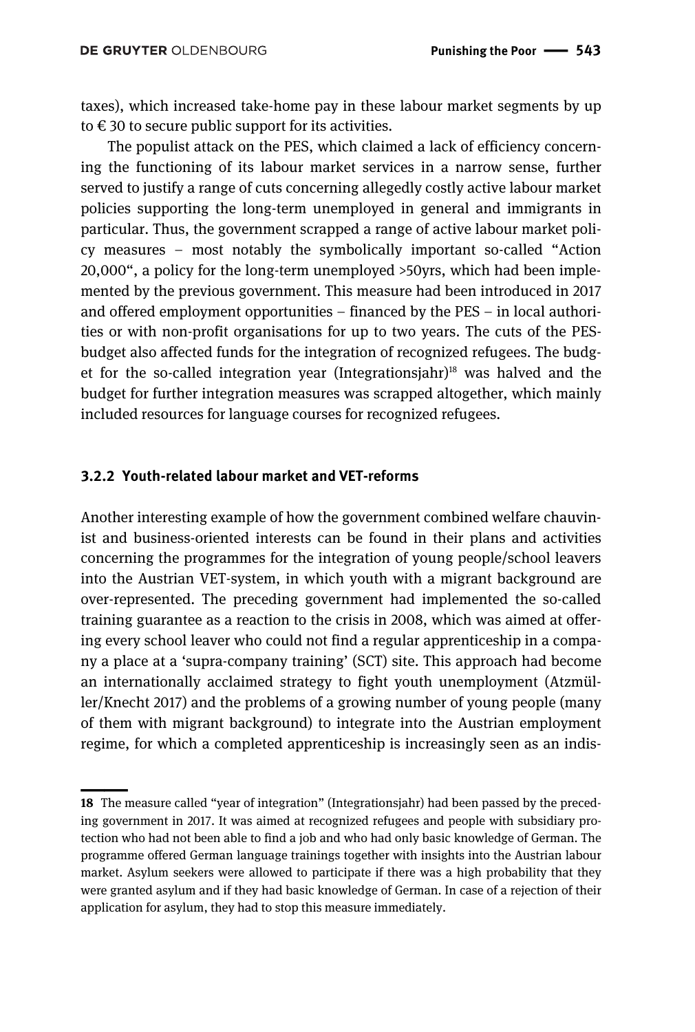taxes), which increased take-home pay in these labour market segments by up to € 30 to secure public support for its activities.

The populist attack on the PES, which claimed a lack of efficiency concerning the functioning of its labour market services in a narrow sense, further served to justify a range of cuts concerning allegedly costly active labour market policies supporting the long-term unemployed in general and immigrants in particular. Thus, the government scrapped a range of active labour market policy measures – most notably the symbolically important so-called "Action 20,000", a policy for the long-term unemployed >50yrs, which had been implemented by the previous government. This measure had been introduced in 2017 and offered employment opportunities – financed by the PES – in local authorities or with non-profit organisations for up to two years. The cuts of the PES-budget also affected funds for the integration of recognized refugees. The budget for the so-called integration year (Integrationsjahr)[18] was halved and the budget for further integration measures was scrapped altogether, which mainly included resources for language courses for recognized refugees.

### 3.2.2 Youth-related labour market and VET-reforms

Another interesting example of how the government combined welfare chauvinist and business-oriented interests can be found in their plans and activities concerning the programmes for the integration of young people/school leavers into the Austrian VET-system, in which youth with a migrant background are over-represented. The preceding government had implemented the so-called training guarantee as a reaction to the crisis in 2008, which was aimed at offering every school leaver who could not find a regular apprenticeship in a company a place at a 'supra-company training' (SCT) site. This approach had become an internationally acclaimed strategy to fight youth unemployment (Atzmüller/Knecht 2017) and the problems of a growing number of young people (many of them with migrant background) to integrate into the Austrian employment regime, for which a completed apprenticeship is increasingly seen as an indis-

---

18 The measure called "year of integration" (Integrationsjahr) had been passed by the preceding government in 2017. It was aimed at recognized refugees and people with subsidiary protection who had not been able to find a job and who had only basic knowledge of German. The programme offered German language trainings together with insights into the Austrian labour market. Asylum seekers were allowed to participate if there was a high probability that they were granted asylum and if they had basic knowledge of German. In case of a rejection of their application for asylum, they had to stop this measure immediately.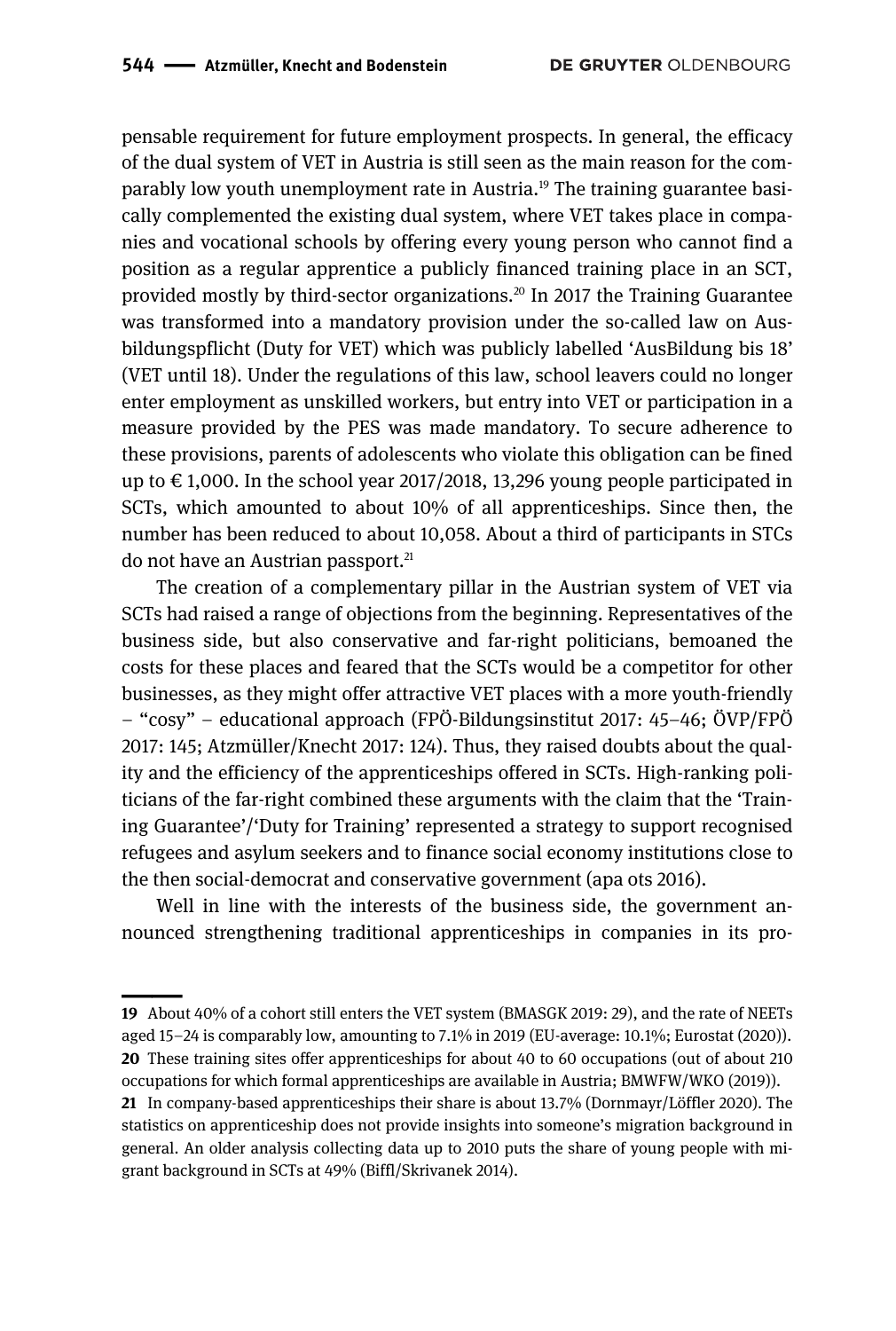pensable requirement for future employment prospects. In general, the efficacy of the dual system of VET in Austria is still seen as the main reason for the comparably low youth unemployment rate in Austria.[19] The training guarantee basically complemented the existing dual system, where VET takes place in companies and vocational schools by offering every young person who cannot find a position as a regular apprentice a publicly financed training place in an SCT, provided mostly by third-sector organizations.[20] In 2017 the Training Guarantee was transformed into a mandatory provision under the so-called law on Ausbildungspflicht (Duty for VET) which was publicly labelled 'AusBildung bis 18' (VET until 18). Under the regulations of this law, school leavers could no longer enter employment as unskilled workers, but entry into VET or participation in a measure provided by the PES was made mandatory. To secure adherence to these provisions, parents of adolescents who violate this obligation can be fined up to € 1,000. In the school year 2017/2018, 13,296 young people participated in SCTs, which amounted to about 10% of all apprenticeships. Since then, the number has been reduced to about 10,058. About a third of participants in STCs do not have an Austrian passport.[21]

The creation of a complementary pillar in the Austrian system of VET via SCTs had raised a range of objections from the beginning. Representatives of the business side, but also conservative and far-right politicians, bemoaned the costs for these places and feared that the SCTs would be a competitor for other businesses, as they might offer attractive VET places with a more youth-friendly – "cosy" – educational approach (FPÖ-Bildungsinstitut 2017: 45–46; ÖVP/FPÖ 2017: 145; Atzmüller/Knecht 2017: 124). Thus, they raised doubts about the quality and the efficiency of the apprenticeships offered in SCTs. High-ranking politicians of the far-right combined these arguments with the claim that the 'Training Guarantee'/'Duty for Training' represented a strategy to support recognised refugees and asylum seekers and to finance social economy institutions close to the then social-democrat and conservative government (apa ots 2016).

Well in line with the interests of the business side, the government announced strengthening traditional apprenticeships in companies in its pro-

---

**19** About 40% of a cohort still enters the VET system (BMASGK 2019: 29), and the rate of NEETs aged 15–24 is comparably low, amounting to 7.1% in 2019 (EU-average: 10.1%; Eurostat (2020)).

**20** These training sites offer apprenticeships for about 40 to 60 occupations (out of about 210 occupations for which formal apprenticeships are available in Austria; BMWFW/WKO (2019)).

**21** In company-based apprenticeships their share is about 13.7% (Dornmayr/Löffler 2020). The statistics on apprenticeship does not provide insights into someone's migration background in general. An older analysis collecting data up to 2010 puts the share of young people with migrant background in SCTs at 49% (Biffl/Skrivanek 2014).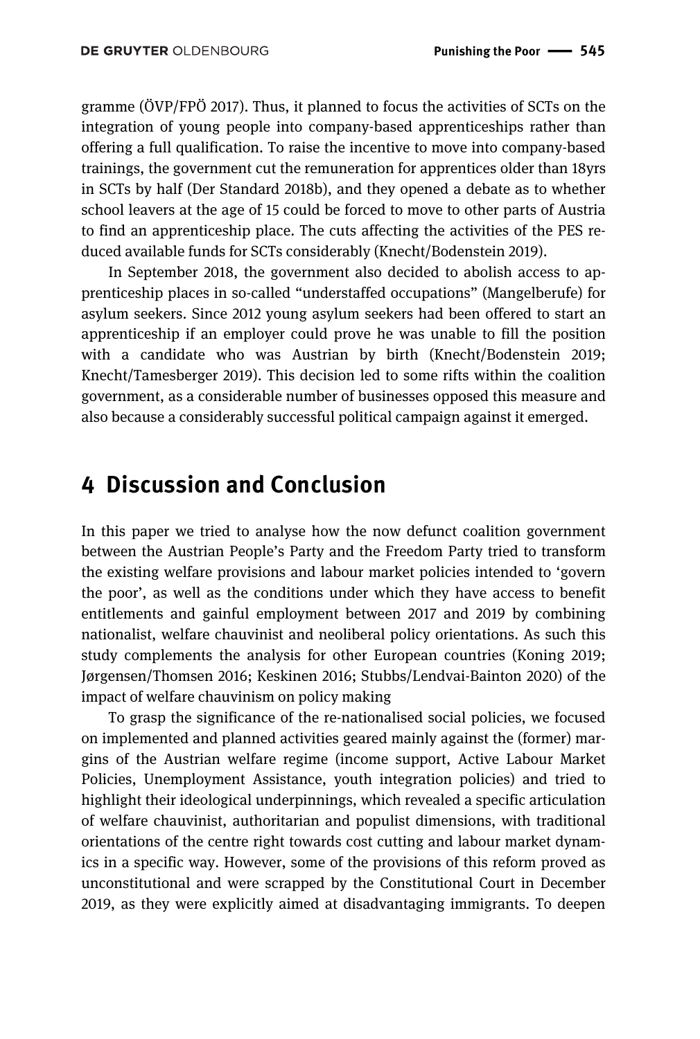gramme (ÖVP/FPÖ 2017). Thus, it planned to focus the activities of SCTs on the integration of young people into company-based apprenticeships rather than offering a full qualification. To raise the incentive to move into company-based trainings, the government cut the remuneration for apprentices older than 18yrs in SCTs by half (Der Standard 2018b), and they opened a debate as to whether school leavers at the age of 15 could be forced to move to other parts of Austria to find an apprenticeship place. The cuts affecting the activities of the PES reduced available funds for SCTs considerably (Knecht/Bodenstein 2019).

In September 2018, the government also decided to abolish access to apprenticeship places in so-called "understaffed occupations" (Mangelberufe) for asylum seekers. Since 2012 young asylum seekers had been offered to start an apprenticeship if an employer could prove he was unable to fill the position with a candidate who was Austrian by birth (Knecht/Bodenstein 2019; Knecht/Tamesberger 2019). This decision led to some rifts within the coalition government, as a considerable number of businesses opposed this measure and also because a considerably successful political campaign against it emerged.

# 4 Discussion and Conclusion

In this paper we tried to analyse how the now defunct coalition government between the Austrian People's Party and the Freedom Party tried to transform the existing welfare provisions and labour market policies intended to 'govern the poor', as well as the conditions under which they have access to benefit entitlements and gainful employment between 2017 and 2019 by combining nationalist, welfare chauvinist and neoliberal policy orientations. As such this study complements the analysis for other European countries (Koning 2019; Jørgensen/Thomsen 2016; Keskinen 2016; Stubbs/Lendvai-Bainton 2020) of the impact of welfare chauvinism on policy making

To grasp the significance of the re-nationalised social policies, we focused on implemented and planned activities geared mainly against the (former) margins of the Austrian welfare regime (income support, Active Labour Market Policies, Unemployment Assistance, youth integration policies) and tried to highlight their ideological underpinnings, which revealed a specific articulation of welfare chauvinist, authoritarian and populist dimensions, with traditional orientations of the centre right towards cost cutting and labour market dynamics in a specific way. However, some of the provisions of this reform proved as unconstitutional and were scrapped by the Constitutional Court in December 2019, as they were explicitly aimed at disadvantaging immigrants. To deepen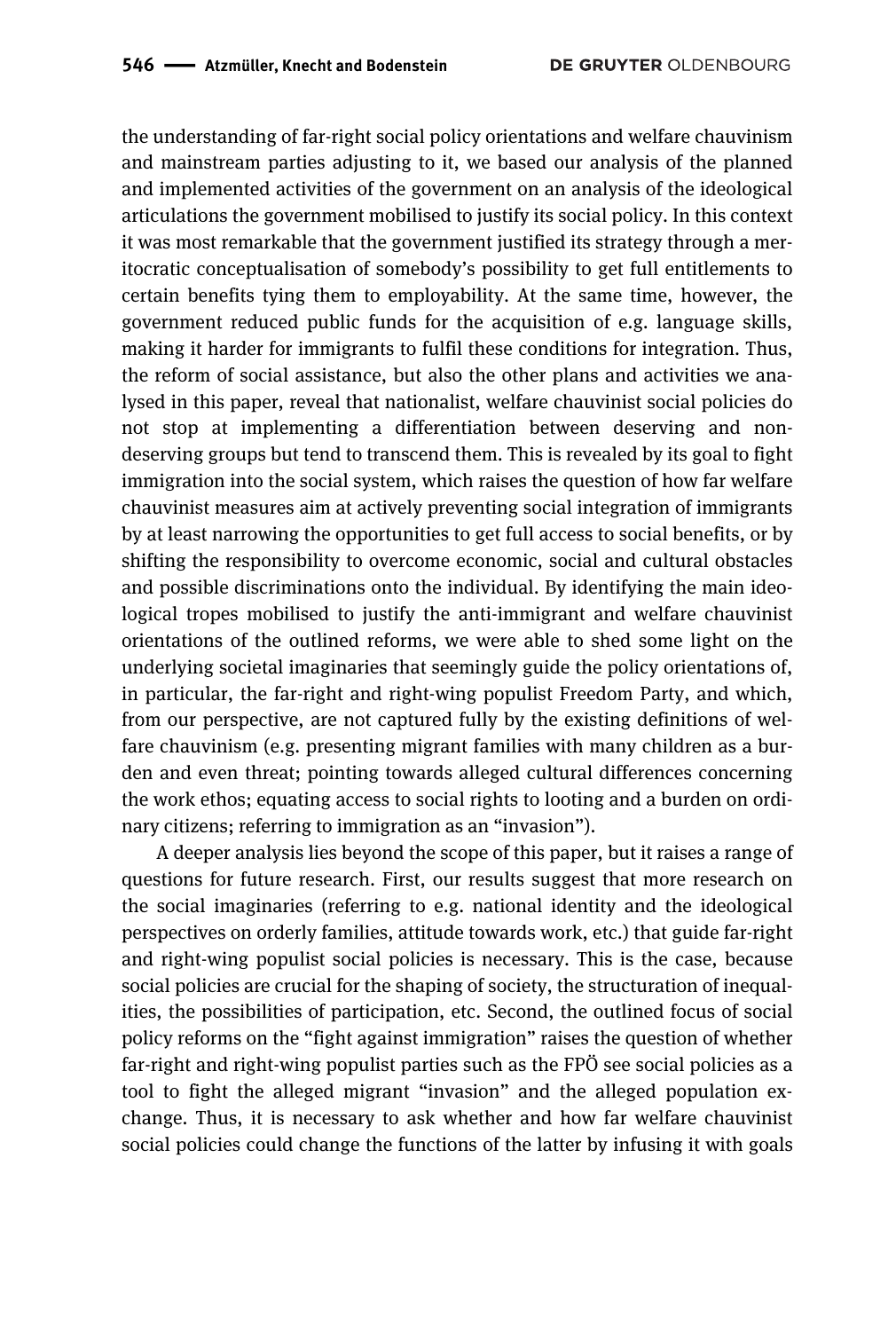the understanding of far-right social policy orientations and welfare chauvinism and mainstream parties adjusting to it, we based our analysis of the planned and implemented activities of the government on an analysis of the ideological articulations the government mobilised to justify its social policy. In this context it was most remarkable that the government justified its strategy through a meritocratic conceptualisation of somebody's possibility to get full entitlements to certain benefits tying them to employability. At the same time, however, the government reduced public funds for the acquisition of e.g. language skills, making it harder for immigrants to fulfil these conditions for integration. Thus, the reform of social assistance, but also the other plans and activities we analysed in this paper, reveal that nationalist, welfare chauvinist social policies do not stop at implementing a differentiation between deserving and non-deserving groups but tend to transcend them. This is revealed by its goal to fight immigration into the social system, which raises the question of how far welfare chauvinist measures aim at actively preventing social integration of immigrants by at least narrowing the opportunities to get full access to social benefits, or by shifting the responsibility to overcome economic, social and cultural obstacles and possible discriminations onto the individual. By identifying the main ideological tropes mobilised to justify the anti-immigrant and welfare chauvinist orientations of the outlined reforms, we were able to shed some light on the underlying societal imaginaries that seemingly guide the policy orientations of, in particular, the far-right and right-wing populist Freedom Party, and which, from our perspective, are not captured fully by the existing definitions of welfare chauvinism (e.g. presenting migrant families with many children as a burden and even threat; pointing towards alleged cultural differences concerning the work ethos; equating access to social rights to looting and a burden on ordinary citizens; referring to immigration as an "invasion").

A deeper analysis lies beyond the scope of this paper, but it raises a range of questions for future research. First, our results suggest that more research on the social imaginaries (referring to e.g. national identity and the ideological perspectives on orderly families, attitude towards work, etc.) that guide far-right and right-wing populist social policies is necessary. This is the case, because social policies are crucial for the shaping of society, the structuration of inequalities, the possibilities of participation, etc. Second, the outlined focus of social policy reforms on the "fight against immigration" raises the question of whether far-right and right-wing populist parties such as the FPÖ see social policies as a tool to fight the alleged migrant "invasion" and the alleged population exchange. Thus, it is necessary to ask whether and how far welfare chauvinist social policies could change the functions of the latter by infusing it with goals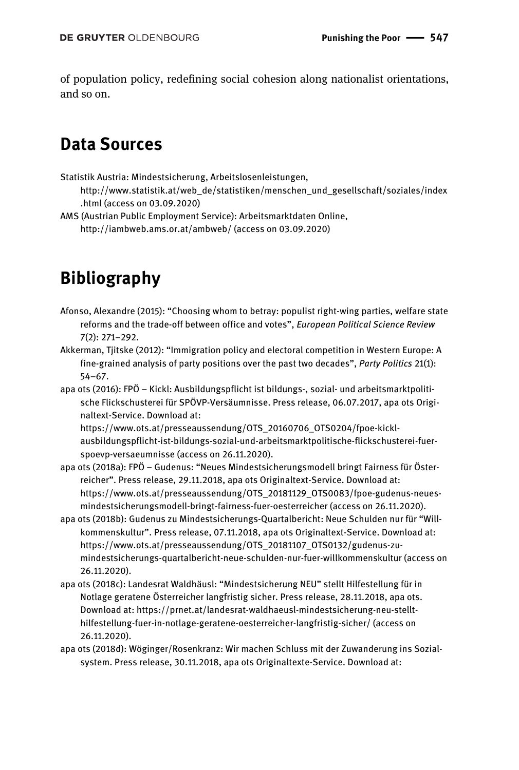of population policy, redefining social cohesion along nationalist orientations, and so on.

## Data Sources

Statistik Austria: Mindestsicherung, Arbeitslosenleistungen, http://www.statistik.at/web_de/statistiken/menschen_und_gesellschaft/soziales/index.html (access on 03.09.2020)

AMS (Austrian Public Employment Service): Arbeitsmarktdaten Online, http://iambweb.ams.or.at/ambweb/ (access on 03.09.2020)

## Bibliography

Afonso, Alexandre (2015): "Choosing whom to betray: populist right-wing parties, welfare state reforms and the trade-off between office and votes", *European Political Science Review* 7(2): 271–292.

Akkerman, Tjitske (2012): "Immigration policy and electoral competition in Western Europe: A fine-grained analysis of party positions over the past two decades", *Party Politics* 21(1): 54–67.

apa ots (2016): FPÖ – Kickl: Ausbildungspflicht ist bildungs-, sozial- und arbeitsmarktpolitische Flickschusterei für SPÖVP-Versäumnisse. Press release, 06.07.2017, apa ots Originaltext-Service. Download at: https://www.ots.at/presseaussendung/OTS_20160706_OTS0204/fpoe-kickl-ausbildungspflicht-ist-bildungs-sozial-und-arbeitsmarktpolitische-flickschusterei-fuer-spoevp-versaeumnisse (access on 26.11.2020).

apa ots (2018a): FPÖ – Gudenus: "Neues Mindestsicherungsmodell bringt Fairness für Österreicher". Press release, 29.11.2018, apa ots Originaltext-Service. Download at: https://www.ots.at/presseaussendung/OTS_20181129_OTS0083/fpoe-gudenus-neues-mindestsicherungsmodell-bringt-fairness-fuer-oesterreicher (access on 26.11.2020).

apa ots (2018b): Gudenus zu Mindestsicherungs-Quartalbericht: Neue Schulden nur für "Willkommenskultur". Press release, 07.11.2018, apa ots Originaltext-Service. Download at: https://www.ots.at/presseaussendung/OTS_20181107_OTS0132/gudenus-zu-mindestsicherungs-quartalbericht-neue-schulden-nur-fuer-willkommenskultur (access on 26.11.2020).

apa ots (2018c): Landesrat Waldhäusl: "Mindestsicherung NEU" stellt Hilfestellung für in Notlage geratene Österreicher langfristig sicher. Press release, 28.11.2018, apa ots. Download at: https://prnet.at/landesrat-waldhaeusl-mindestsicherung-neu-stellt-hilfestellung-fuer-in-notlage-geratene-oesterreicher-langfristig-sicher/ (access on 26.11.2020).

apa ots (2018d): Wöginger/Rosenkranz: Wir machen Schluss mit der Zuwanderung ins Sozialsystem. Press release, 30.11.2018, apa ots Originaltexte-Service. Download at: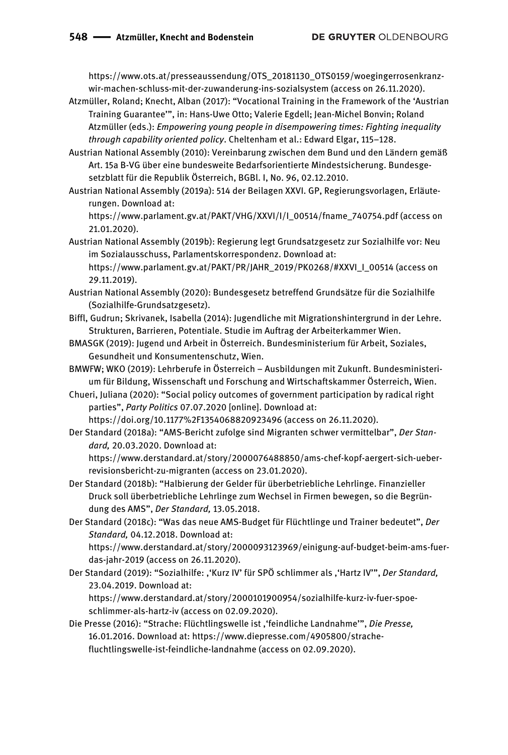https://www.ots.at/presseaussendung/OTS_20181130_OTS0159/woegingerrosenkranz-wir-machen-schluss-mit-der-zuwanderung-ins-sozialsystem (access on 26.11.2020).

Atzmüller, Roland; Knecht, Alban (2017): "Vocational Training in the Framework of the 'Austrian Training Guarantee'", in: Hans-Uwe Otto; Valerie Egdell; Jean-Michel Bonvin; Roland Atzmüller (eds.): *Empowering young people in disempowering times: Fighting inequality through capability oriented policy*. Cheltenham et al.: Edward Elgar, 115–128.

Austrian National Assembly (2010): Vereinbarung zwischen dem Bund und den Ländern gemäß Art. 15a B-VG über eine bundesweite Bedarfsorientierte Mindestsicherung. Bundesgesetzblatt für die Republik Österreich, BGBl. I, No. 96, 02.12.2010.

Austrian National Assembly (2019a): 514 der Beilagen XXVI. GP, Regierungsvorlagen, Erläuterungen. Download at: https://www.parlament.gv.at/PAKT/VHG/XXVI/I/I_00514/fname_740754.pdf (access on 21.01.2020).

Austrian National Assembly (2019b): Regierung legt Grundsatzgesetz zur Sozialhilfe vor: Neu im Sozialausschuss, Parlamentskorrespondenz. Download at: https://www.parlament.gv.at/PAKT/PR/JAHR_2019/PK0268/#XXVI_I_00514 (access on 29.11.2019).

Austrian National Assembly (2020): Bundesgesetz betreffend Grundsätze für die Sozialhilfe (Sozialhilfe-Grundsatzgesetz).

Biffl, Gudrun; Skrivanek, Isabella (2014): Jugendliche mit Migrationshintergrund in der Lehre. Strukturen, Barrieren, Potentiale. Studie im Auftrag der Arbeiterkammer Wien.

BMASGK (2019): Jugend und Arbeit in Österreich. Bundesministerium für Arbeit, Soziales, Gesundheit und Konsumentenschutz, Wien.

BMWFW; WKO (2019): Lehrberufe in Österreich – Ausbildungen mit Zukunft. Bundesministerium für Bildung, Wissenschaft und Forschung and Wirtschaftskammer Österreich, Wien.

Chueri, Juliana (2020): "Social policy outcomes of government participation by radical right parties", *Party Politics* 07.07.2020 [online]. Download at: https://doi.org/10.1177%2F1354068820923496 (access on 26.11.2020).

Der Standard (2018a): "AMS-Bericht zufolge sind Migranten schwer vermittelbar", *Der Standard,* 20.03.2020. Download at: https://www.derstandard.at/story/2000076488850/ams-chef-kopf-aergert-sich-ueber-revisionsbericht-zu-migranten (access on 23.01.2020).

Der Standard (2018b): "Halbierung der Gelder für überbetriebliche Lehrlinge. Finanzieller Druck soll überbetriebliche Lehrlinge zum Wechsel in Firmen bewegen, so die Begründung des AMS", *Der Standard,* 13.05.2018.

Der Standard (2018c): "Was das neue AMS-Budget für Flüchtlinge und Trainer bedeutet", *Der Standard,* 04.12.2018. Download at: https://www.derstandard.at/story/2000093123969/einigung-auf-budget-beim-ams-fuer-das-jahr-2019 (access on 26.11.2020).

Der Standard (2019): "Sozialhilfe: ,'Kurz IV' für SPÖ schlimmer als ,'Hartz IV'", *Der Standard,* 23.04.2019. Download at: https://www.derstandard.at/story/2000101900954/sozialhilfe-kurz-iv-fuer-spoe-schlimmer-als-hartz-iv (access on 02.09.2020).

Die Presse (2016): "Strache: Flüchtlingswelle ist ,'feindliche Landnahme'", *Die Presse,* 16.01.2016. Download at: https://www.diepresse.com/4905800/strache-fluchtlingswelle-ist-feindliche-landnahme (access on 02.09.2020).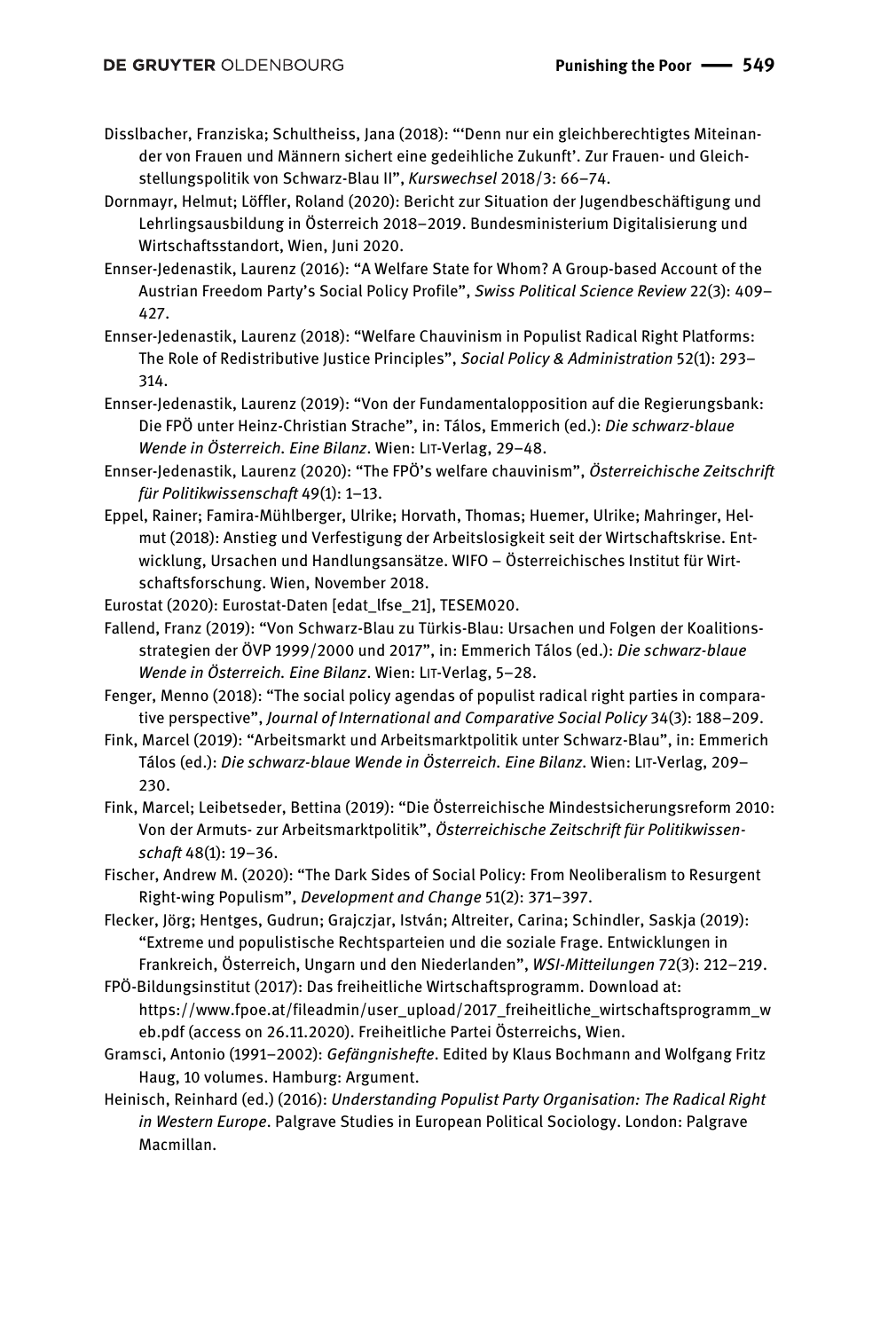Disslbacher, Franziska; Schultheiss, Jana (2018): "'Denn nur ein gleichberechtigtes Miteinander von Frauen und Männern sichert eine gedeihliche Zukunft'. Zur Frauen- und Gleichstellungspolitik von Schwarz-Blau II", *Kurswechsel* 2018/3: 66–74.

Dornmayr, Helmut; Löffler, Roland (2020): Bericht zur Situation der Jugendbeschäftigung und Lehrlingsausbildung in Österreich 2018–2019. Bundesministerium Digitalisierung und Wirtschaftsstandort, Wien, Juni 2020.

Ennser-Jedenastik, Laurenz (2016): "A Welfare State for Whom? A Group-based Account of the Austrian Freedom Party's Social Policy Profile", *Swiss Political Science Review* 22(3): 409–427.

Ennser-Jedenastik, Laurenz (2018): "Welfare Chauvinism in Populist Radical Right Platforms: The Role of Redistributive Justice Principles", *Social Policy & Administration* 52(1): 293–314.

Ennser-Jedenastik, Laurenz (2019): "Von der Fundamentalopposition auf die Regierungsbank: Die FPÖ unter Heinz-Christian Strache", in: Tálos, Emmerich (ed.): *Die schwarz-blaue Wende in Österreich. Eine Bilanz*. Wien: LIT-Verlag, 29–48.

Ennser-Jedenastik, Laurenz (2020): "The FPÖ's welfare chauvinism", *Österreichische Zeitschrift für Politikwissenschaft* 49(1): 1–13.

Eppel, Rainer; Famira-Mühlberger, Ulrike; Horvath, Thomas; Huemer, Ulrike; Mahringer, Helmut (2018): Anstieg und Verfestigung der Arbeitslosigkeit seit der Wirtschaftskrise. Entwicklung, Ursachen und Handlungsansätze. WIFO – Österreichisches Institut für Wirtschaftsforschung. Wien, November 2018.

Eurostat (2020): Eurostat-Daten [edat_lfse_21], TESEM020.

Fallend, Franz (2019): "Von Schwarz-Blau zu Türkis-Blau: Ursachen und Folgen der Koalitionsstrategien der ÖVP 1999/2000 und 2017", in: Emmerich Tálos (ed.): *Die schwarz-blaue Wende in Österreich. Eine Bilanz*. Wien: LIT-Verlag, 5–28.

Fenger, Menno (2018): "The social policy agendas of populist radical right parties in comparative perspective", *Journal of International and Comparative Social Policy* 34(3): 188–209.

Fink, Marcel (2019): "Arbeitsmarkt und Arbeitsmarktpolitik unter Schwarz-Blau", in: Emmerich Tálos (ed.): *Die schwarz-blaue Wende in Österreich. Eine Bilanz*. Wien: LIT-Verlag, 209–230.

Fink, Marcel; Leibetseder, Bettina (2019): "Die Österreichische Mindestsicherungsreform 2010: Von der Armuts- zur Arbeitsmarktpolitik", *Österreichische Zeitschrift für Politikwissenschaft* 48(1): 19–36.

Fischer, Andrew M. (2020): "The Dark Sides of Social Policy: From Neoliberalism to Resurgent Right-wing Populism", *Development and Change* 51(2): 371–397.

Flecker, Jörg; Hentges, Gudrun; Grajczjar, István; Altreiter, Carina; Schindler, Saskja (2019): "Extreme und populistische Rechtsparteien und die soziale Frage. Entwicklungen in Frankreich, Österreich, Ungarn und den Niederlanden", *WSI-Mitteilungen* 72(3): 212–219.

FPÖ-Bildungsinstitut (2017): Das freiheitliche Wirtschaftsprogramm. Download at: https://www.fpoe.at/fileadmin/user_upload/2017_freiheitliche_wirtschaftsprogramm_web.pdf (access on 26.11.2020). Freiheitliche Partei Österreichs, Wien.

Gramsci, Antonio (1991–2002): *Gefängnishefte*. Edited by Klaus Bochmann and Wolfgang Fritz Haug, 10 volumes. Hamburg: Argument.

Heinisch, Reinhard (ed.) (2016): *Understanding Populist Party Organisation: The Radical Right in Western Europe*. Palgrave Studies in European Political Sociology. London: Palgrave Macmillan.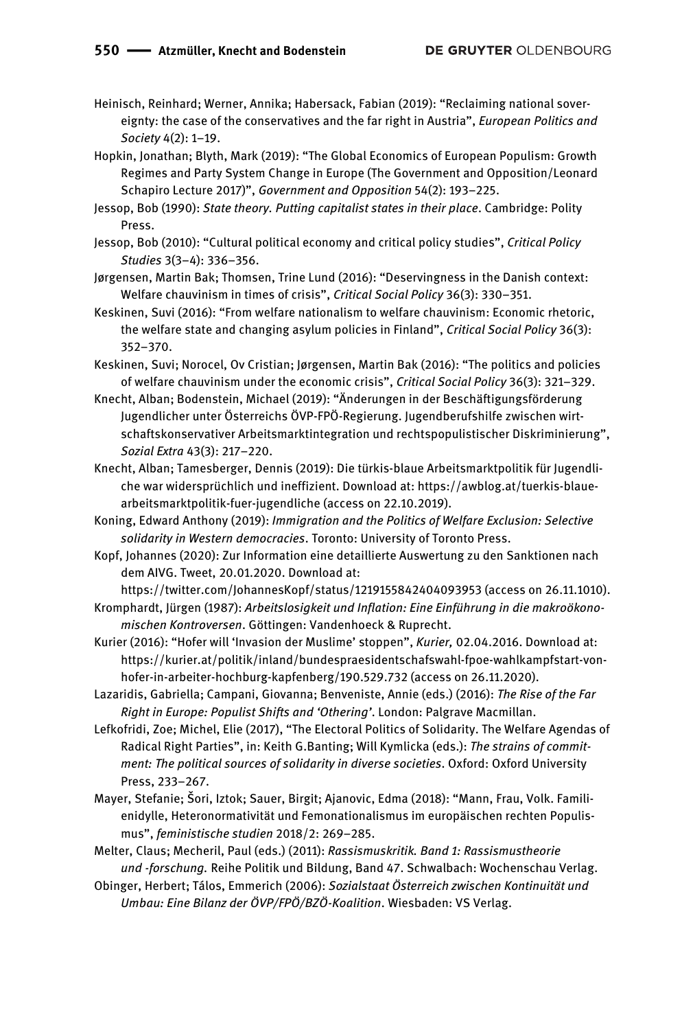Heinisch, Reinhard; Werner, Annika; Habersack, Fabian (2019): “Reclaiming national sovereignty: the case of the conservatives and the far right in Austria”, *European Politics and Society* 4(2): 1–19.

Hopkin, Jonathan; Blyth, Mark (2019): “The Global Economics of European Populism: Growth Regimes and Party System Change in Europe (The Government and Opposition/Leonard Schapiro Lecture 2017)”, *Government and Opposition* 54(2): 193–225.

Jessop, Bob (1990): *State theory. Putting capitalist states in their place*. Cambridge: Polity Press.

Jessop, Bob (2010): “Cultural political economy and critical policy studies”, *Critical Policy Studies* 3(3–4): 336–356.

Jørgensen, Martin Bak; Thomsen, Trine Lund (2016): “Deservingness in the Danish context: Welfare chauvinism in times of crisis”, *Critical Social Policy* 36(3): 330–351.

Keskinen, Suvi (2016): “From welfare nationalism to welfare chauvinism: Economic rhetoric, the welfare state and changing asylum policies in Finland”, *Critical Social Policy* 36(3): 352–370.

Keskinen, Suvi; Norocel, Ov Cristian; Jørgensen, Martin Bak (2016): “The politics and policies of welfare chauvinism under the economic crisis”, *Critical Social Policy* 36(3): 321–329.

Knecht, Alban; Bodenstein, Michael (2019): “Änderungen in der Beschäftigungsförderung Jugendlicher unter Österreichs ÖVP-FPÖ-Regierung. Jugendberufshilfe zwischen wirtschaftskonservativer Arbeitsmarktintegration und rechtspopulistischer Diskriminierung”, *Sozial Extra* 43(3): 217–220.

Knecht, Alban; Tamesberger, Dennis (2019): Die türkis-blaue Arbeitsmarktpolitik für Jugendliche war widersprüchlich und ineffizient. Download at: https://awblog.at/tuerkis-blaue-arbeitsmarktpolitik-fuer-jugendliche (access on 22.10.2019).

Koning, Edward Anthony (2019): *Immigration and the Politics of Welfare Exclusion: Selective solidarity in Western democracies*. Toronto: University of Toronto Press.

Kopf, Johannes (2020): Zur Information eine detaillierte Auswertung zu den Sanktionen nach dem AlVG. Tweet, 20.01.2020. Download at: https://twitter.com/JohannesKopf/status/1219155842404093953 (access on 26.11.1010).

Kromphardt, Jürgen (1987): *Arbeitslosigkeit und Inflation: Eine Einführung in die makroökonomischen Kontroversen*. Göttingen: Vandenhoeck & Ruprecht.

Kurier (2016): “Hofer will ‘Invasion der Muslime’ stoppen”, *Kurier,* 02.04.2016. Download at: https://kurier.at/politik/inland/bundespraesidentschafswahl-fpoe-wahlkampfstart-von-hofer-in-arbeiter-hochburg-kapfenberg/190.529.732 (access on 26.11.2020).

Lazaridis, Gabriella; Campani, Giovanna; Benveniste, Annie (eds.) (2016): *The Rise of the Far Right in Europe: Populist Shifts and ‘Othering’*. London: Palgrave Macmillan.

Lefkofridi, Zoe; Michel, Elie (2017), “The Electoral Politics of Solidarity. The Welfare Agendas of Radical Right Parties”, in: Keith G.Banting; Will Kymlicka (eds.): *The strains of commitment: The political sources of solidarity in diverse societies*. Oxford: Oxford University Press, 233–267.

Mayer, Stefanie; Šori, Iztok; Sauer, Birgit; Ajanovic, Edma (2018): “Mann, Frau, Volk. Familienidylle, Heteronormativität und Femonationalismus im europäischen rechten Populismus”, *feministische studien* 2018/2: 269–285.

Melter, Claus; Mecheril, Paul (eds.) (2011): *Rassismuskritik. Band 1: Rassismustheorie und -forschung.* Reihe Politik und Bildung, Band 47. Schwalbach: Wochenschau Verlag.

Obinger, Herbert; Tálos, Emmerich (2006): *Sozialstaat Österreich zwischen Kontinuität und Umbau: Eine Bilanz der ÖVP/FPÖ/BZÖ-Koalition*. Wiesbaden: VS Verlag.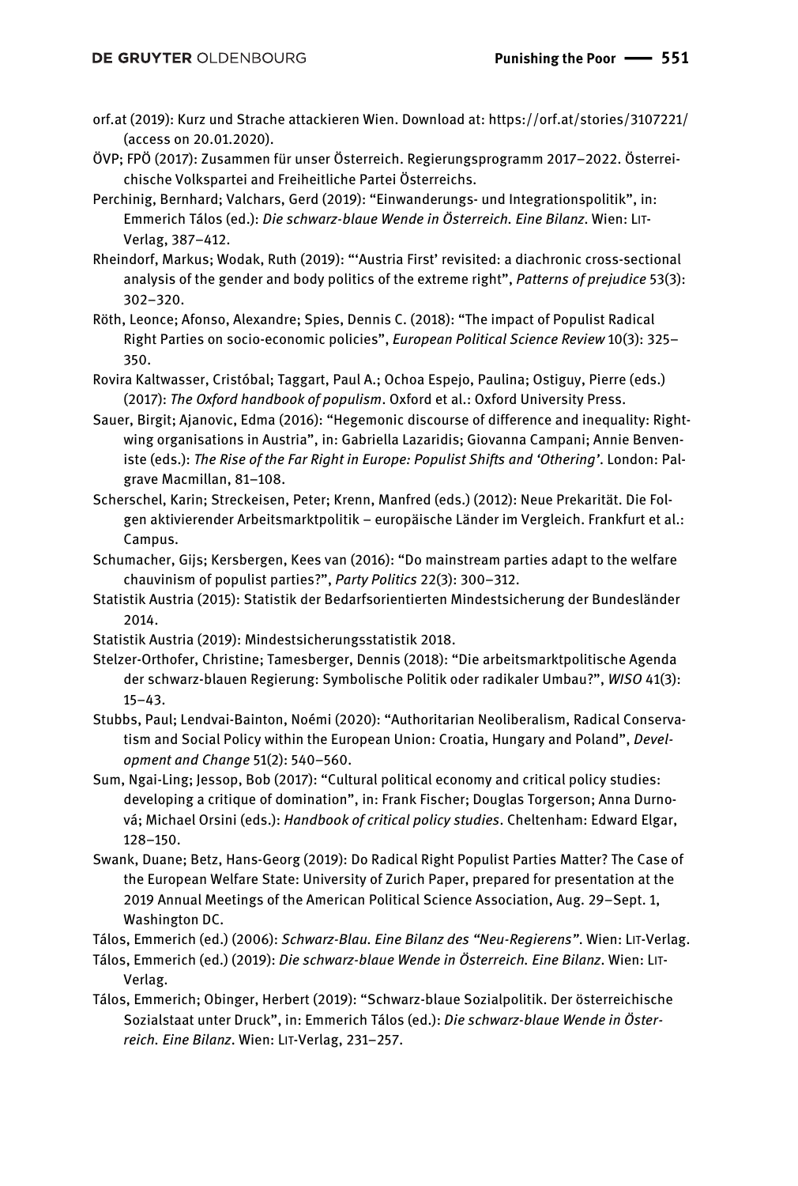orf.at (2019): Kurz und Strache attackieren Wien. Download at: https://orf.at/stories/3107221/ (access on 20.01.2020).

ÖVP; FPÖ (2017): Zusammen für unser Österreich. Regierungsprogramm 2017–2022. Österreichische Volkspartei and Freiheitliche Partei Österreichs.

Perchinig, Bernhard; Valchars, Gerd (2019): "Einwanderungs- und Integrationspolitik", in: Emmerich Tálos (ed.): *Die schwarz-blaue Wende in Österreich. Eine Bilanz*. Wien: LIT-Verlag, 387–412.

Rheindorf, Markus; Wodak, Ruth (2019): "'Austria First' revisited: a diachronic cross-sectional analysis of the gender and body politics of the extreme right", *Patterns of prejudice* 53(3): 302–320.

Röth, Leonce; Afonso, Alexandre; Spies, Dennis C. (2018): "The impact of Populist Radical Right Parties on socio-economic policies", *European Political Science Review* 10(3): 325–350.

Rovira Kaltwasser, Cristóbal; Taggart, Paul A.; Ochoa Espejo, Paulina; Ostiguy, Pierre (eds.) (2017): *The Oxford handbook of populism*. Oxford et al.: Oxford University Press.

Sauer, Birgit; Ajanovic, Edma (2016): "Hegemonic discourse of difference and inequality: Right-wing organisations in Austria", in: Gabriella Lazaridis; Giovanna Campani; Annie Benveniste (eds.): *The Rise of the Far Right in Europe: Populist Shifts and 'Othering'*. London: Palgrave Macmillan, 81–108.

Scherschel, Karin; Streckeisen, Peter; Krenn, Manfred (eds.) (2012): Neue Prekarität. Die Folgen aktivierender Arbeitsmarktpolitik – europäische Länder im Vergleich. Frankfurt et al.: Campus.

Schumacher, Gijs; Kersbergen, Kees van (2016): "Do mainstream parties adapt to the welfare chauvinism of populist parties?", *Party Politics* 22(3): 300–312.

Statistik Austria (2015): Statistik der Bedarfsorientierten Mindestsicherung der Bundesländer 2014.

Statistik Austria (2019): Mindestsicherungsstatistik 2018.

Stelzer-Orthofer, Christine; Tamesberger, Dennis (2018): "Die arbeitsmarktpolitische Agenda der schwarz-blauen Regierung: Symbolische Politik oder radikaler Umbau?", *WISO* 41(3): 15–43.

Stubbs, Paul; Lendvai-Bainton, Noémi (2020): "Authoritarian Neoliberalism, Radical Conservatism and Social Policy within the European Union: Croatia, Hungary and Poland", *Development and Change* 51(2): 540–560.

Sum, Ngai-Ling; Jessop, Bob (2017): "Cultural political economy and critical policy studies: developing a critique of domination", in: Frank Fischer; Douglas Torgerson; Anna Durnová; Michael Orsini (eds.): *Handbook of critical policy studies*. Cheltenham: Edward Elgar, 128–150.

Swank, Duane; Betz, Hans-Georg (2019): Do Radical Right Populist Parties Matter? The Case of the European Welfare State: University of Zurich Paper, prepared for presentation at the 2019 Annual Meetings of the American Political Science Association, Aug. 29–Sept. 1, Washington DC.

Tálos, Emmerich (ed.) (2006): *Schwarz-Blau. Eine Bilanz des "Neu-Regierens"*. Wien: LIT-Verlag.

Tálos, Emmerich (ed.) (2019): *Die schwarz-blaue Wende in Österreich. Eine Bilanz*. Wien: LIT-Verlag.

Tálos, Emmerich; Obinger, Herbert (2019): "Schwarz-blaue Sozialpolitik. Der österreichische Sozialstaat unter Druck", in: Emmerich Tálos (ed.): *Die schwarz-blaue Wende in Österreich. Eine Bilanz*. Wien: LIT-Verlag, 231–257.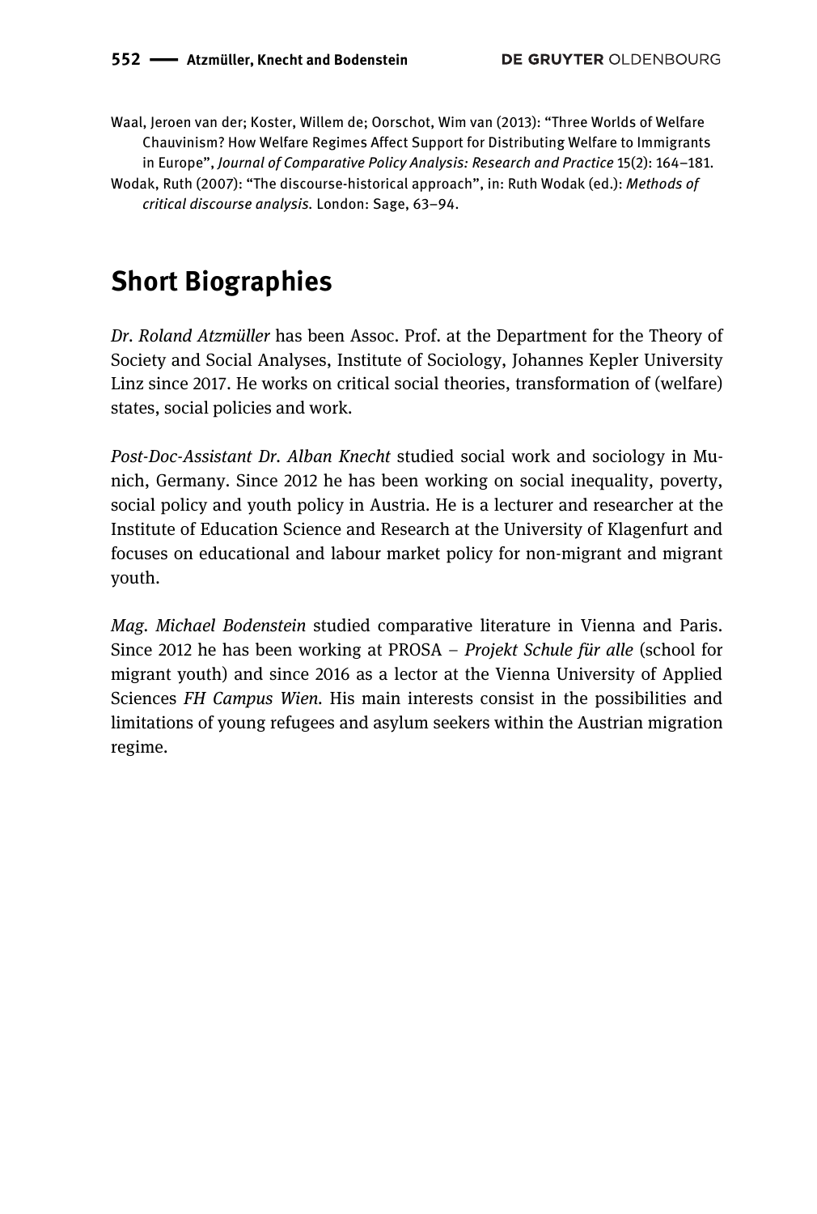Waal, Jeroen van der; Koster, Willem de; Oorschot, Wim van (2013): "Three Worlds of Welfare Chauvinism? How Welfare Regimes Affect Support for Distributing Welfare to Immigrants in Europe", *Journal of Comparative Policy Analysis: Research and Practice* 15(2): 164–181.

Wodak, Ruth (2007): "The discourse-historical approach", in: Ruth Wodak (ed.): *Methods of critical discourse analysis*. London: Sage, 63–94.

## Short Biographies

*Dr. Roland Atzmüller* has been Assoc. Prof. at the Department for the Theory of Society and Social Analyses, Institute of Sociology, Johannes Kepler University Linz since 2017. He works on critical social theories, transformation of (welfare) states, social policies and work.

*Post-Doc-Assistant Dr. Alban Knecht* studied social work and sociology in Munich, Germany. Since 2012 he has been working on social inequality, poverty, social policy and youth policy in Austria. He is a lecturer and researcher at the Institute of Education Science and Research at the University of Klagenfurt and focuses on educational and labour market policy for non-migrant and migrant youth.

*Mag. Michael Bodenstein* studied comparative literature in Vienna and Paris. Since 2012 he has been working at PROSA – *Projekt Schule für alle* (school for migrant youth) and since 2016 as a lector at the Vienna University of Applied Sciences *FH Campus Wien*. His main interests consist in the possibilities and limitations of young refugees and asylum seekers within the Austrian migration regime.